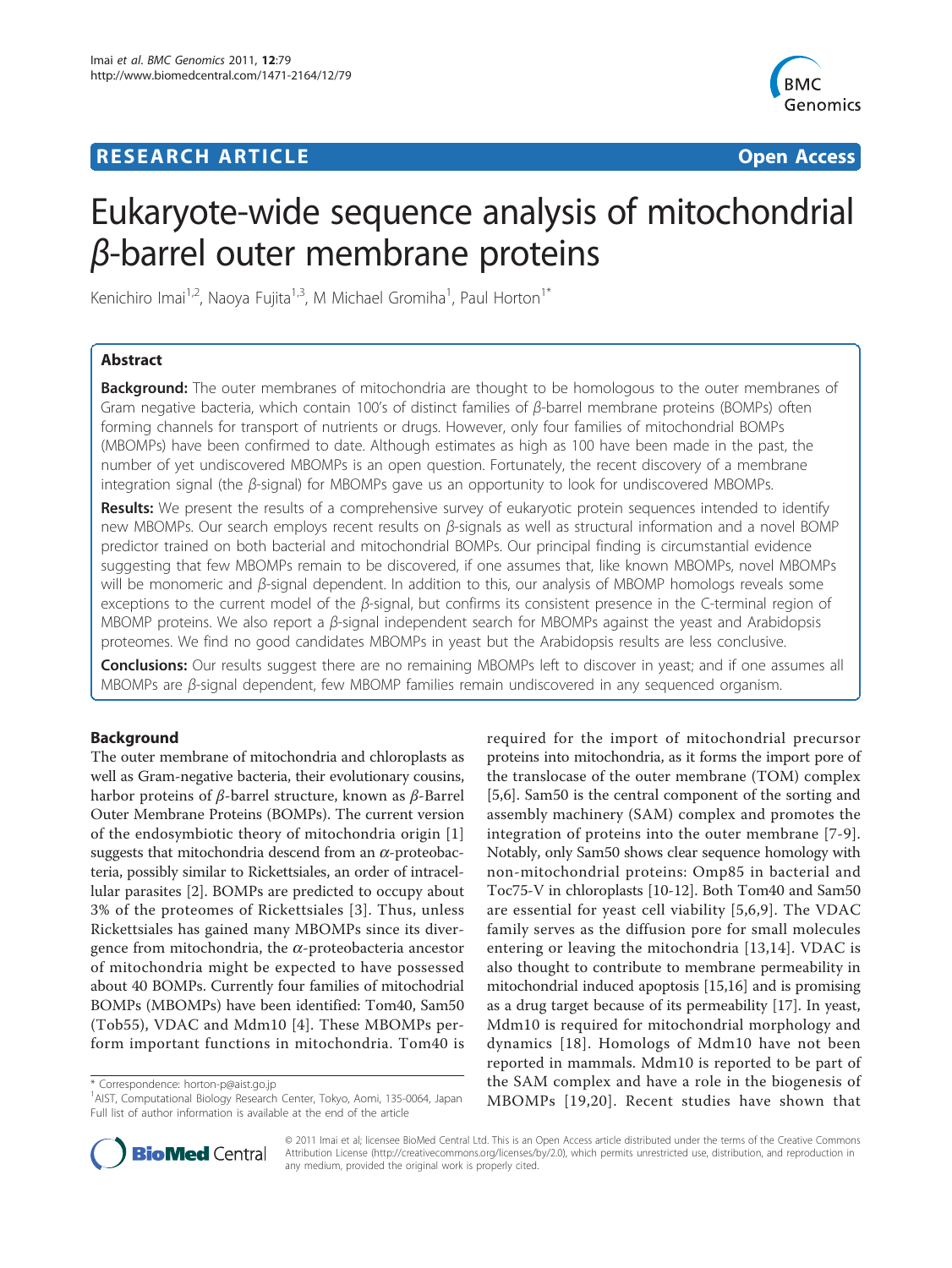RESEARCH ARTICLE **Open Access**

# Eukaryote-wide sequence analysis of mitochondrial β-barrel outer membrane proteins

Kenichiro Imai[1,2], Naoya Fujita[1,3], M Michael Gromiha[1], Paul Horton[1*]

## Abstract

**Background:** The outer membranes of mitochondria are thought to be homologous to the outer membranes of Gram negative bacteria, which contain 100's of distinct families of β-barrel membrane proteins (BOMPs) often forming channels for transport of nutrients or drugs. However, only four families of mitochondrial BOMPs (MBOMPs) have been confirmed to date. Although estimates as high as 100 have been made in the past, the number of yet undiscovered MBOMPs is an open question. Fortunately, the recent discovery of a membrane integration signal (the β-signal) for MBOMPs gave us an opportunity to look for undiscovered MBOMPs.

**Results:** We present the results of a comprehensive survey of eukaryotic protein sequences intended to identify new MBOMPs. Our search employs recent results on β-signals as well as structural information and a novel BOMP predictor trained on both bacterial and mitochondrial BOMPs. Our principal finding is circumstantial evidence suggesting that few MBOMPs remain to be discovered, if one assumes that, like known MBOMPs, novel MBOMPs will be monomeric and β-signal dependent. In addition to this, our analysis of MBOMP homologs reveals some exceptions to the current model of the β-signal, but confirms its consistent presence in the C-terminal region of MBOMP proteins. We also report a β-signal independent search for MBOMPs against the yeast and Arabidopsis proteomes. We find no good candidates MBOMPs in yeast but the Arabidopsis results are less conclusive.

**Conclusions:** Our results suggest there are no remaining MBOMPs left to discover in yeast; and if one assumes all MBOMPs are β-signal dependent, few MBOMP families remain undiscovered in any sequenced organism.

## Background

The outer membrane of mitochondria and chloroplasts as well as Gram-negative bacteria, their evolutionary cousins, harbor proteins of β-barrel structure, known as β-Barrel Outer Membrane Proteins (BOMPs). The current version of the endosymbiotic theory of mitochondria origin [1] suggests that mitochondria descend from an α-proteobacteria, possibly similar to Rickettsiales, an order of intracellular parasites [2]. BOMPs are predicted to occupy about 3% of the proteomes of Rickettsiales [3]. Thus, unless Rickettsiales has gained many MBOMPs since its divergence from mitochondria, the α-proteobacteria ancestor of mitochondria might be expected to have possessed about 40 BOMPs. Currently four families of mitochondrial BOMPs (MBOMPs) have been identified: Tom40, Sam50 (Tob55), VDAC and Mdm10 [4]. These MBOMPs perform important functions in mitochondria. Tom40 is required for the import of mitochondrial precursor proteins into mitochondria, as it forms the import pore of the translocase of the outer membrane (TOM) complex [5,6]. Sam50 is the central component of the sorting and assembly machinery (SAM) complex and promotes the integration of proteins into the outer membrane [7-9]. Notably, only Sam50 shows clear sequence homology with non-mitochondrial proteins: Omp85 in bacterial and Toc75-V in chloroplasts [10-12]. Both Tom40 and Sam50 are essential for yeast cell viability [5,6,9]. The VDAC family serves as the diffusion pore for small molecules entering or leaving the mitochondria [13,14]. VDAC is also thought to contribute to membrane permeability in mitochondrial induced apoptosis [15,16] and is promising as a drug target because of its permeability [17]. In yeast, Mdm10 is required for mitochondrial morphology and dynamics [18]. Homologs of Mdm10 have not been reported in mammals. Mdm10 is reported to be part of the SAM complex and have a role in the biogenesis of MBOMPs [19,20]. Recent studies have shown that

\* Correspondence: horton-p@aist.go.jp
[1]AIST, Computational Biology Research Center, Tokyo, Aomi, 135-0064, Japan
Full list of author information is available at the end of the article

© 2011 Imai et al; licensee BioMed Central Ltd. This is an Open Access article distributed under the terms of the Creative Commons Attribution License (http://creativecommons.org/licenses/by/2.0), which permits unrestricted use, distribution, and reproduction in any medium, provided the original work is properly cited.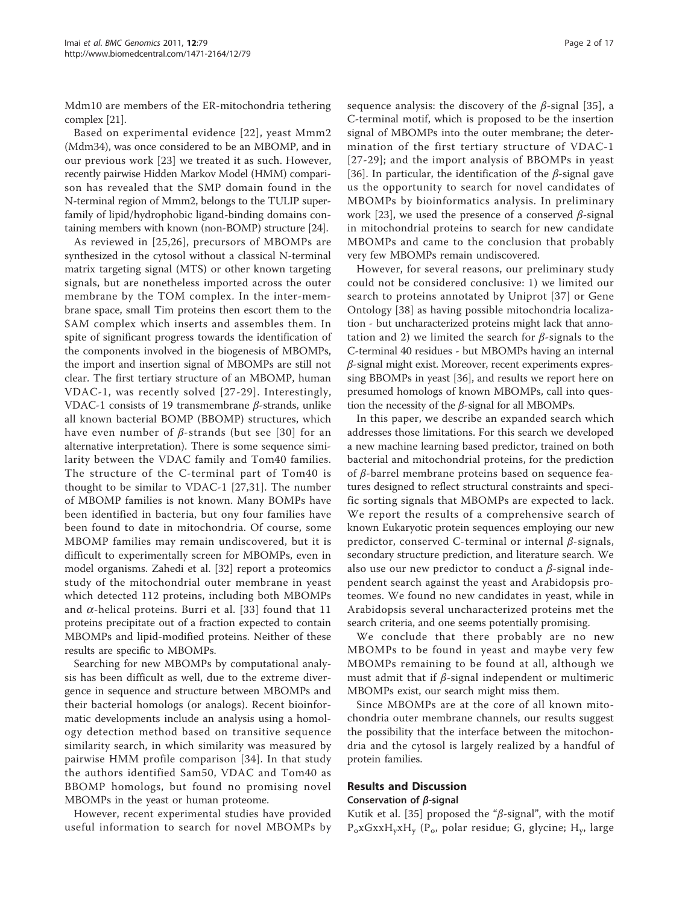Mdm10 are members of the ER-mitochondria tethering complex [21].

Based on experimental evidence [22], yeast Mmm2 (Mdm34), was once considered to be an MBOMP, and in our previous work [23] we treated it as such. However, recently pairwise Hidden Markov Model (HMM) comparison has revealed that the SMP domain found in the N-terminal region of Mmm2, belongs to the TULIP superfamily of lipid/hydrophobic ligand-binding domains containing members with known (non-BOMP) structure [24].

As reviewed in [25,26], precursors of MBOMPs are synthesized in the cytosol without a classical N-terminal matrix targeting signal (MTS) or other known targeting signals, but are nonetheless imported across the outer membrane by the TOM complex. In the inter-membrane space, small Tim proteins then escort them to the SAM complex which inserts and assembles them. In spite of significant progress towards the identification of the components involved in the biogenesis of MBOMPs, the import and insertion signal of MBOMPs are still not clear. The first tertiary structure of an MBOMP, human VDAC-1, was recently solved [27-29]. Interestingly, VDAC-1 consists of 19 transmembrane $\beta$-strands, unlike all known bacterial BOMP (BBOMP) structures, which have even number of $\beta$-strands (but see [30] for an alternative interpretation). There is some sequence similarity between the VDAC family and Tom40 families. The structure of the C-terminal part of Tom40 is thought to be similar to VDAC-1 [27,31]. The number of MBOMP families is not known. Many BOMPs have been identified in bacteria, but ony four families have been found to date in mitochondria. Of course, some MBOMP families may remain undiscovered, but it is difficult to experimentally screen for MBOMPs, even in model organisms. Zahedi et al. [32] report a proteomics study of the mitochondrial outer membrane in yeast which detected 112 proteins, including both MBOMPs and $\alpha$-helical proteins. Burri et al. [33] found that 11 proteins precipitate out of a fraction expected to contain MBOMPs and lipid-modified proteins. Neither of these results are specific to MBOMPs.

Searching for new MBOMPs by computational analysis has been difficult as well, due to the extreme divergence in sequence and structure between MBOMPs and their bacterial homologs (or analogs). Recent bioinformatic developments include an analysis using a homology detection method based on transitive sequence similarity search, in which similarity was measured by pairwise HMM profile comparison [34]. In that study the authors identified Sam50, VDAC and Tom40 as BBOMP homologs, but found no promising novel MBOMPs in the yeast or human proteome.

However, recent experimental studies have provided useful information to search for novel MBOMPs by sequence analysis: the discovery of the $\beta$-signal [35], a C-terminal motif, which is proposed to be the insertion signal of MBOMPs into the outer membrane; the determination of the first tertiary structure of VDAC-1 [27-29]; and the import analysis of BBOMPs in yeast [36]. In particular, the identification of the $\beta$-signal gave us the opportunity to search for novel candidates of MBOMPs by bioinformatics analysis. In preliminary work [23], we used the presence of a conserved $\beta$-signal in mitochondrial proteins to search for new candidate MBOMPs and came to the conclusion that probably very few MBOMPs remain undiscovered.

However, for several reasons, our preliminary study could not be considered conclusive: 1) we limited our search to proteins annotated by Uniprot [37] or Gene Ontology [38] as having possible mitochondria localization - but uncharacterized proteins might lack that annotation and 2) we limited the search for $\beta$-signals to the C-terminal 40 residues - but MBOMPs having an internal $\beta$-signal might exist. Moreover, recent experiments expressing BBOMPs in yeast [36], and results we report here on presumed homologs of known MBOMPs, call into question the necessity of the $\beta$-signal for all MBOMPs.

In this paper, we describe an expanded search which addresses those limitations. For this search we developed a new machine learning based predictor, trained on both bacterial and mitochondrial proteins, for the prediction of $\beta$-barrel membrane proteins based on sequence features designed to reflect structural constraints and specific sorting signals that MBOMPs are expected to lack. We report the results of a comprehensive search of known Eukaryotic protein sequences employing our new predictor, conserved C-terminal or internal $\beta$-signals, secondary structure prediction, and literature search. We also use our new predictor to conduct a $\beta$-signal independent search against the yeast and Arabidopsis proteomes. We found no new candidates in yeast, while in Arabidopsis several uncharacterized proteins met the search criteria, and one seems potentially promising.

We conclude that there probably are no new MBOMPs to be found in yeast and maybe very few MBOMPs remaining to be found at all, although we must admit that if $\beta$-signal independent or multimeric MBOMPs exist, our search might miss them.

Since MBOMPs are at the core of all known mitochondria outer membrane channels, our results suggest the possibility that the interface between the mitochondria and the cytosol is largely realized by a handful of protein families.

## Results and Discussion

### Conservation of $\beta$-signal

Kutik et al. [35] proposed the "$\beta$-signal", with the motif $P_o$x$G$xx$H_y$x$H_y$ ($P_o$, polar residue; G, glycine; $H_y$, large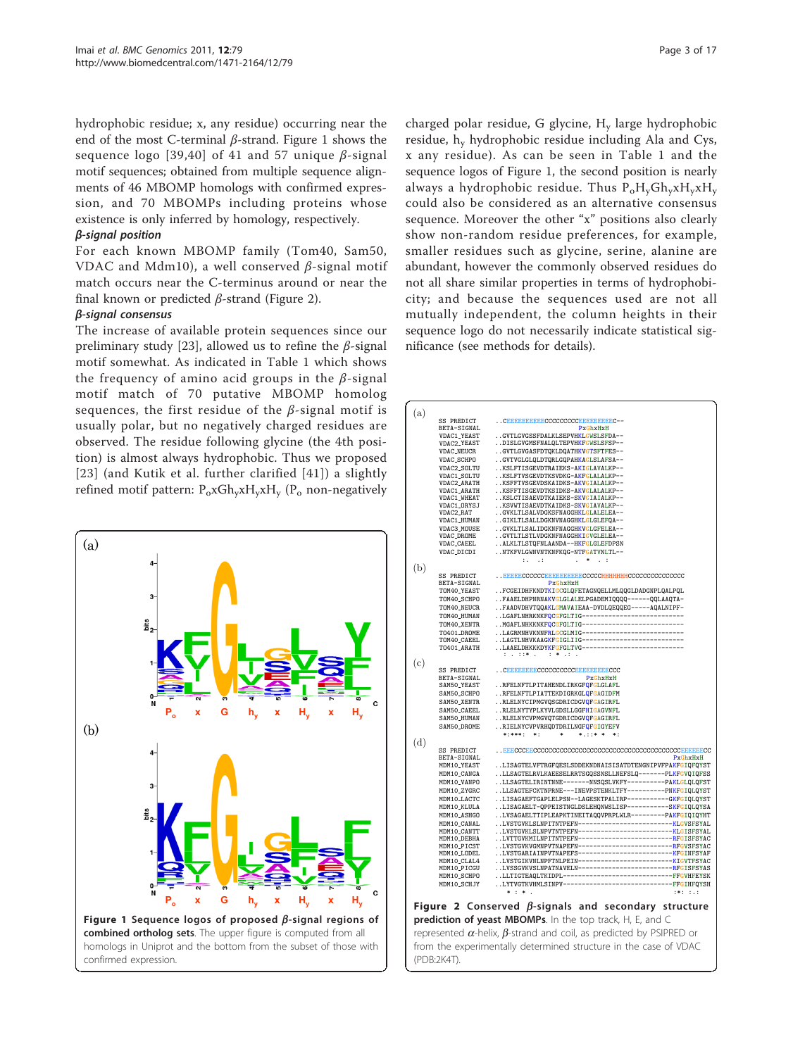hydrophobic residue; x, any residue) occurring near the end of the most C-terminal β-strand. Figure 1 shows the sequence logo [39,40] of 41 and 57 unique β-signal motif sequences; obtained from multiple sequence alignments of 46 MBOMP homologs with confirmed expression, and 70 MBOMPs including proteins whose existence is only inferred by homology, respectively.

### *β-signal position*

For each known MBOMP family (Tom40, Sam50, VDAC and Mdm10), a well conserved β-signal motif match occurs near the C-terminus around or near the final known or predicted β-strand (Figure 2).

### *β-signal consensus*

The increase of available protein sequences since our preliminary study [23], allowed us to refine the β-signal motif somewhat. As indicated in Table 1 which shows the frequency of amino acid groups in the β-signal motif match of 70 putative MBOMP homolog sequences, the first residue of the β-signal motif is usually polar, but no negatively charged residues are observed. The residue following glycine (the 4th position) is almost always hydrophobic. Thus we proposed [23] (and Kutik et al. further clarified [41]) a slightly refined motif pattern: $P_oxGh_yxH_yxH_y$ ($P_o$ non-negatively charged polar residue, G glycine, $H_y$ large hydrophobic residue, $h_y$ hydrophobic residue including Ala and Cys, x any residue). As can be seen in Table 1 and the sequence logos of Figure 1, the second position is nearly always a hydrophobic residue. Thus $P_oH_yGh_yxH_yxH_y$ could also be considered as an alternative consensus sequence. Moreover the other "x" positions also clearly show non-random residue preferences, for example, smaller residues such as glycine, serine, alanine are abundant, however the commonly observed residues do not all share similar properties in terms of hydrophobicity; and because the sequences used are not all mutually independent, the column heights in their sequence logo do not necessarily indicate statistical significance (see methods for details).

**Figure 1 Sequence logos of proposed β-signal regions of combined ortholog sets**. The upper figure is computed from all homologs in Uniprot and the bottom from the subset of those with confirmed expression.

**Figure 2 Conserved β-signals and secondary structure prediction of yeast MBOMPs**. In the top track, H, E, and C represented α-helix, β-strand and coil, as predicted by PSIPRED or from the experimentally determined structure in the case of VDAC (PDB:2K4T).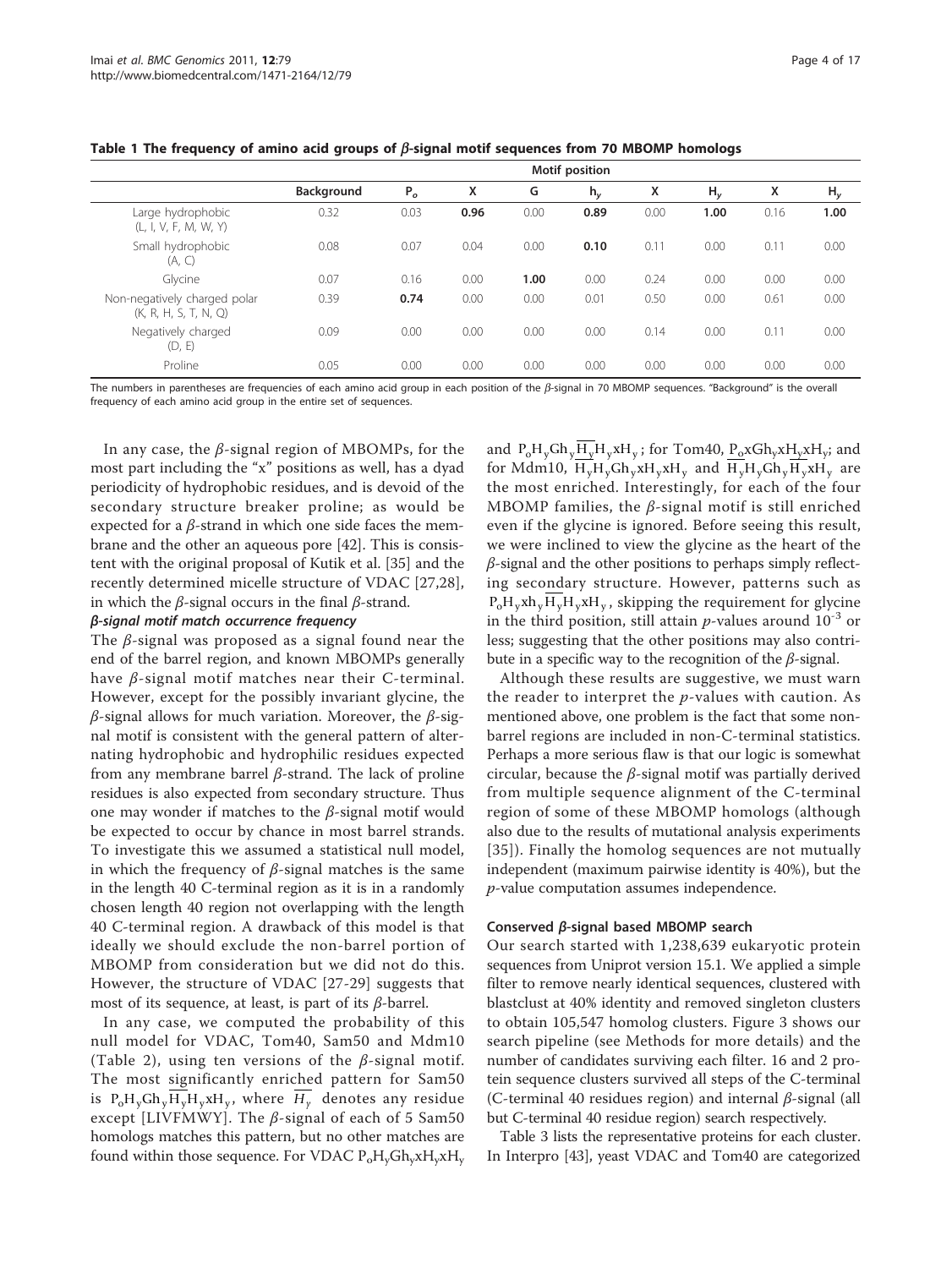**Table 1 The frequency of amino acid groups of β-signal motif sequences from 70 MBOMP homologs**

| | | Motif position | | | | | | | |
|---|---|---|---|---|---|---|---|---|---|
| | Background | $P_o$ | X | G | $h_y$ | X | $H_y$ | X | $H_y$ |
| Large hydrophobic (L, I, V, F, M, W, Y) | 0.32 | 0.03 | **0.96** | 0.00 | **0.89** | 0.00 | **1.00** | 0.16 | **1.00** |
| Small hydrophobic (A, C) | 0.08 | 0.07 | 0.04 | 0.00 | **0.10** | 0.11 | 0.00 | 0.11 | 0.00 |
| Glycine | 0.07 | 0.16 | 0.00 | **1.00** | 0.00 | 0.24 | 0.00 | 0.00 | 0.00 |
| Non-negatively charged polar (K, R, H, S, T, N, Q) | 0.39 | **0.74** | 0.00 | 0.00 | 0.01 | 0.50 | 0.00 | 0.61 | 0.00 |
| Negatively charged (D, E) | 0.09 | 0.00 | 0.00 | 0.00 | 0.00 | 0.14 | 0.00 | 0.11 | 0.00 |
| Proline | 0.05 | 0.00 | 0.00 | 0.00 | 0.00 | 0.00 | 0.00 | 0.00 | 0.00 |

The numbers in parentheses are frequencies of each amino acid group in each position of the β-signal in 70 MBOMP sequences. "Background" is the overall frequency of each amino acid group in the entire set of sequences.

In any case, the β-signal region of MBOMPs, for the most part including the "x" positions as well, has a dyad periodicity of hydrophobic residues, and is devoid of the secondary structure breaker proline; as would be expected for a β-strand in which one side faces the membrane and the other an aqueous pore [42]. This is consistent with the original proposal of Kutik et al. [35] and the recently determined micelle structure of VDAC [27,28], in which the β-signal occurs in the final β-strand.

### *β-signal motif match occurrence frequency*

The β-signal was proposed as a signal found near the end of the barrel region, and known MBOMPs generally have β-signal motif matches near their C-terminal. However, except for the possibly invariant glycine, the β-signal allows for much variation. Moreover, the β-signal motif is consistent with the general pattern of alternating hydrophobic and hydrophilic residues expected from any membrane barrel β-strand. The lack of proline residues is also expected from secondary structure. Thus one may wonder if matches to the β-signal motif would be expected to occur by chance in most barrel strands. To investigate this we assumed a statistical null model, in which the frequency of β-signal matches is the same in the length 40 C-terminal region as it is in a randomly chosen length 40 region not overlapping with the length 40 C-terminal region. A drawback of this model is that ideally we should exclude the non-barrel portion of MBOMP from consideration but we did not do this. However, the structure of VDAC [27-29] suggests that most of its sequence, at least, is part of its β-barrel.

In any case, we computed the probability of this null model for VDAC, Tom40, Sam50 and Mdm10 (Table 2), using ten versions of the β-signal motif. The most significantly enriched pattern for Sam50 is $P_oH_yGh_y\overline{H_y}H_yxH_y$, where $\overline{H_y}$ denotes any residue except [LIVFMWY]. The β-signal of each of 5 Sam50 homologs matches this pattern, but no other matches are found within those sequence. For VDAC $P_oH_yGh_yxH_yxH_y$ and $P_oH_yGh_y\overline{H_y}H_yxH_y$; for Tom40, $P_oxGh_yxH_yxH_y$; and for Mdm10, $\overline{H_y}H_yGh_yxH_yxH_y$ and $\overline{H_y}H_yGh_y\overline{H_y}xH_y$ are the most enriched. Interestingly, for each of the four MBOMP families, the β-signal motif is still enriched even if the glycine is ignored. Before seeing this result, we were inclined to view the glycine as the heart of the β-signal and the other positions to perhaps simply reflecting secondary structure. However, patterns such as $P_oH_yxh_y\overline{H_y}H_yxH_y$, skipping the requirement for glycine in the third position, still attain $p$-values around $10^{-3}$ or less; suggesting that the other positions may also contribute in a specific way to the recognition of the β-signal.

Although these results are suggestive, we must warn the reader to interpret the $p$-values with caution. As mentioned above, one problem is the fact that some non-barrel regions are included in non-C-terminal statistics. Perhaps a more serious flaw is that our logic is somewhat circular, because the β-signal motif was partially derived from multiple sequence alignment of the C-terminal region of some of these MBOMP homologs (although also due to the results of mutational analysis experiments [35]). Finally the homolog sequences are not mutually independent (maximum pairwise identity is 40%), but the $p$-value computation assumes independence.

### Conserved β-signal based MBOMP search

Our search started with 1,238,639 eukaryotic protein sequences from Uniprot version 15.1. We applied a simple filter to remove nearly identical sequences, clustered with blastclust at 40% identity and removed singleton clusters to obtain 105,547 homolog clusters. Figure 3 shows our search pipeline (see Methods for more details) and the number of candidates surviving each filter. 16 and 2 protein sequence clusters survived all steps of the C-terminal (C-terminal 40 residues region) and internal β-signal (all but C-terminal 40 residue region) search respectively.

Table 3 lists the representative proteins for each cluster. In Interpro [43], yeast VDAC and Tom40 are categorized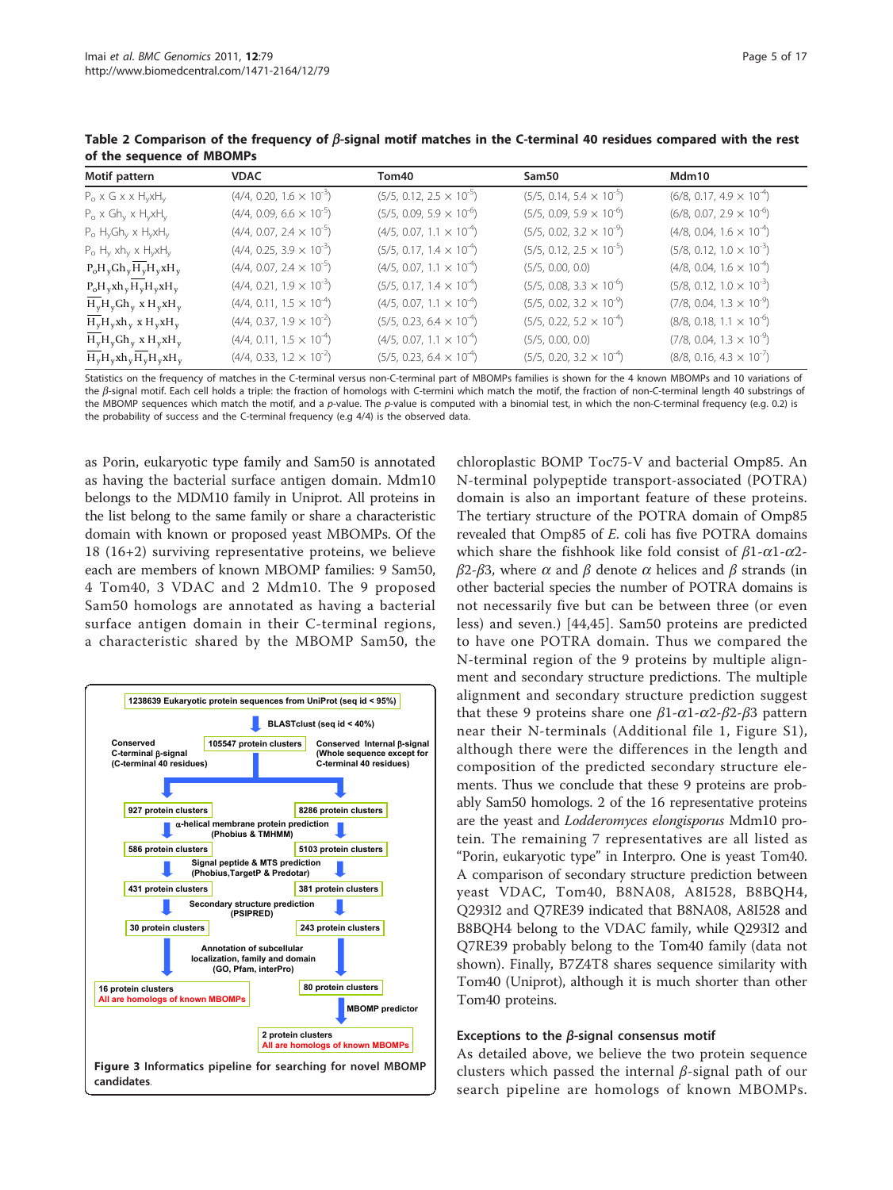**Table 2 Comparison of the frequency of β-signal motif matches in the C-terminal 40 residues compared with the rest of the sequence of MBOMPs**

| Motif pattern | VDAC | Tom40 | Sam50 | Mdm10 |
|---|---|---|---|---|
| $P_o$ x G x x $H_y$x$H_y$ | (4/4, 0.20, $1.6 \times 10^{-3}$) | (5/5, 0.12, $2.5 \times 10^{-5}$) | (5/5, 0.14, $5.4 \times 10^{-5}$) | (6/8, 0.17, $4.9 \times 10^{-4}$) |
| $P_o$ x G$h_y$ x $H_y$x$H_y$ | (4/4, 0.09, $6.6 \times 10^{-5}$) | (5/5, 0.09, $5.9 \times 10^{-6}$) | (5/5, 0.09, $5.9 \times 10^{-6}$) | (6/8, 0.07, $2.9 \times 10^{-6}$) |
| $P_o$ $H_y$G$h_y$ x $H_y$x$H_y$ | (4/4, 0.07, $2.4 \times 10^{-5}$) | (4/5, 0.07, $1.1 \times 10^{-4}$) | (5/5, 0.02, $3.2 \times 10^{-9}$) | (4/8, 0.04, $1.6 \times 10^{-4}$) |
| $P_o$ $H_y$ x$h_y$ x $H_y$x$H_y$ | (4/4, 0.25, $3.9 \times 10^{-3}$) | (5/5, 0.17, $1.4 \times 10^{-4}$) | (5/5, 0.12, $2.5 \times 10^{-5}$) | (5/8, 0.12, $1.0 \times 10^{-3}$) |
| $P_oH_yGh_y\overline{H_y}H_yxH_y$ | (4/4, 0.07, $2.4 \times 10^{-5}$) | (4/5, 0.07, $1.1 \times 10^{-4}$) | (5/5, 0.00, 0.0) | (4/8, 0.04, $1.6 \times 10^{-4}$) |
| $P_oH_yxh_y\overline{H_y}H_yxH_y$ | (4/4, 0.21, $1.9 \times 10^{-3}$) | (5/5, 0.17, $1.4 \times 10^{-4}$) | (5/5, 0.08, $3.3 \times 10^{-6}$) | (5/8, 0.12, $1.0 \times 10^{-3}$) |
| $\overline{H_y}H_yGh_y$ x $H_yxH_y$ | (4/4, 0.11, $1.5 \times 10^{-4}$) | (4/5, 0.07, $1.1 \times 10^{-4}$) | (5/5, 0.02, $3.2 \times 10^{-9}$) | (7/8, 0.04, $1.3 \times 10^{-9}$) |
| $\overline{H_y}H_yxh_y$ x $H_yxH_y$ | (4/4, 0.37, $1.9 \times 10^{-2}$) | (5/5, 0.23, $6.4 \times 10^{-4}$) | (5/5, 0.22, $5.2 \times 10^{-4}$) | (8/8, 0.18, $1.1 \times 10^{-6}$) |
| $\overline{H_y}H_yGh_y$ x $H_yxH_y$ | (4/4, 0.11, $1.5 \times 10^{-4}$) | (4/5, 0.07, $1.1 \times 10^{-4}$) | (5/5, 0.00, 0.0) | (7/8, 0.04, $1.3 \times 10^{-9}$) |
| $\overline{H_y}H_yxh_y\overline{H_y}H_yxH_y$ | (4/4, 0.33, $1.2 \times 10^{-2}$) | (5/5, 0.23, $6.4 \times 10^{-4}$) | (5/5, 0.20, $3.2 \times 10^{-4}$) | (8/8, 0.16, $4.3 \times 10^{-7}$) |

Statistics on the frequency of matches in the C-terminal versus non-C-terminal part of MBOMPs families is shown for the 4 known MBOMPs and 10 variations of the β-signal motif. Each cell holds a triple: the fraction of homologs with C-termini which match the motif, the fraction of non-C-terminal length 40 substrings of the MBOMP sequences which match the motif, and a p-value. The p-value is computed with a binomial test, in which the non-C-terminal frequency (e.g. 0.2) is the probability of success and the C-terminal frequency (e.g 4/4) is the observed data.

as Porin, eukaryotic type family and Sam50 is annotated as having the bacterial surface antigen domain. Mdm10 belongs to the MDM10 family in Uniprot. All proteins in the list belong to the same family or share a characteristic domain with known or proposed yeast MBOMPs. Of the 18 (16+2) surviving representative proteins, we believe each are members of known MBOMP families: 9 Sam50, 4 Tom40, 3 VDAC and 2 Mdm10. The 9 proposed Sam50 homologs are annotated as having a bacterial surface antigen domain in their C-terminal regions, a characteristic shared by the MBOMP Sam50, the chloroplastic BOMP Toc75-V and bacterial Omp85. An N-terminal polypeptide transport-associated (POTRA) domain is also an important feature of these proteins. The tertiary structure of the POTRA domain of Omp85 revealed that Omp85 of *E. coli* has five POTRA domains which share the fishhook like fold consist of $\beta1$-$\alpha1$-$\alpha2$-$\beta2$-$\beta3$, where $\alpha$ and $\beta$ denote $\alpha$ helices and $\beta$ strands (in other bacterial species the number of POTRA domains is not necessarily five but can be between three (or even less) and seven.) [44,45]. Sam50 proteins are predicted to have one POTRA domain. Thus we compared the N-terminal region of the 9 proteins by multiple alignment and secondary structure predictions. The multiple alignment and secondary structure prediction suggest that these 9 proteins share one $\beta1$-$\alpha1$-$\alpha2$-$\beta2$-$\beta3$ pattern near their N-terminals (Additional file 1, Figure S1), although there were the differences in the length and composition of the predicted secondary structure elements. Thus we conclude that these 9 proteins are probably Sam50 homologs. 2 of the 16 representative proteins are the yeast and *Lodderomyces elongisporus* Mdm10 protein. The remaining 7 representatives are all listed as "Porin, eukaryotic type" in Interpro. One is yeast Tom40. A comparison of secondary structure prediction between yeast VDAC, Tom40, B8NA08, A8I528, B8BQH4, Q293I2 and Q7RE39 indicated that B8NA08, A8I528 and B8BQH4 belong to the VDAC family, while Q293I2 and Q7RE39 probably belong to the Tom40 family (data not shown). Finally, B7Z4T8 shares sequence similarity with Tom40 (Uniprot), although it is much shorter than other Tom40 proteins.

1238639 Eukaryotic protein sequences from UniProt (seq id < 95%)
BLASTclust (seq id < 40%)
105547 protein clusters
Conserved C-terminal β-signal (C-terminal 40 residues) | Conserved Internal β-signal (Whole sequence except for C-terminal 40 residues)
927 protein clusters | 8286 protein clusters
α-helical membrane protein prediction (Phobius & TMHMM)
586 protein clusters | 5103 protein clusters
Signal peptide & MTS prediction (Phobius,TargetP & Predotar)
431 protein clusters | 381 protein clusters
Secondary structure prediction (PSIPRED)
30 protein clusters | 243 protein clusters
Annotation of subcellular localization, family and domain (GO, Pfam, interPro)
16 protein clusters — All are homologs of known MBOMPs | 80 protein clusters
MBOMP predictor
2 protein clusters — All are homologs of known MBOMPs

**Figure 3 Informatics pipeline for searching for novel MBOMP candidates.**

### Exceptions to the β-signal consensus motif

As detailed above, we believe the two protein sequence clusters which passed the internal β-signal path of our search pipeline are homologs of known MBOMPs.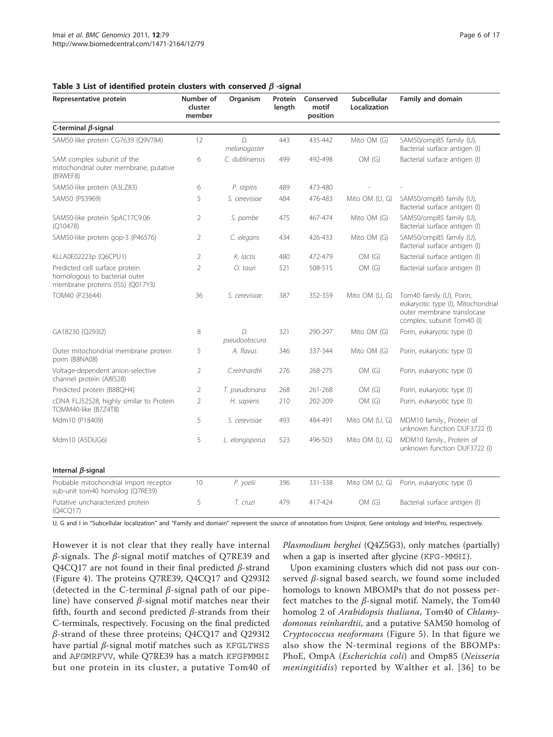**Table 3 List of identified protein clusters with conserved β -signal**

| Representative protein | Number of cluster member | Organism | Protein length | Conserved motif position | Subcellular Localization | Family and domain |
|---|---|---|---|---|---|---|
| **C-terminal β-signal** | | | | | | |
| SAM50-like protein CG7639 (Q9V784) | 12 | *D. melanogaster* | 443 | 435-442 | Mito OM (G) | SAM50/omp85 family (U), Bacterial surface antigen (I) |
| SAM complex subunit of the mitochondrial outer membrane, putative (B9WEF8) | 6 | *C. dubliniensis* | 499 | 492-498 | OM (G) | Bacterial surface antigen (I) |
| SAM50-like protein (A3LZ83) | 6 | *P. stipitis* | 489 | 473-480 | - | - |
| SAM50 (P53969) | 5 | *S. cerevisiae* | 484 | 476-483 | Mito OM (U, G) | SAM50/omp85 family (U), Bacterial surface antigen (I) |
| SAM50-like protein SpAC17C9.06 (Q10478) | 2 | *S. pombe* | 475 | 467-474 | Mito OM (G) | SAM50/omp85 family (U), Bacterial surface antigen (I) |
| SAM50-like protein gop-3 (P46576) | 2 | *C. elegans* | 434 | 426-433 | Mito OM (G) | SAM50/omp85 family (U), Bacterial surface antigen (I) |
| KLLA0E02223p (Q6CPU1) | 2 | *K. lactis* | 480 | 472-479 | OM (G) | Bacterial surface antigen (I) |
| Predicted cell surface protein homologous to bacterial outer membrane proteins (ISS) (Q017Y3) | 2 | *O. tauri* | 521 | 508-515 | OM (G) | Bacterial surface antigen (I) |
| TOM40 (P23644) | 36 | *S. cerevisiae* | 387 | 352-359 | Mito OM (U, G) | Tom40 family (U), Porin, eukaryotic type (I), Mitochondrial outer membrane translocase complex, subunit Tom40 (I) |
| GA18230 (Q293I2) | 8 | *D. pseudoobscura* | 321 | 290-297 | Mito OM (G) | Porin, eukaryotic type (I) |
| Outer mitochondrial membrane protein porin (B8NA08) | 5 | *A. flavus* | 346 | 337-344 | Mito OM (G) | Porin, eukaryotic type (I) |
| Voltage-dependent anion-selective channel protein (A8I528) | 2 | *C.reinhardtii* | 276 | 268-275 | OM (G) | Porin, eukaryotic type (I) |
| Predicted protein (B8BQH4) | 2 | *T. pseudonana* | 268 | 261-268 | OM (G) | Porin, eukaryotic type (I) |
| cDNA FLJ52528, highly similar to Protein TOMM40-like (B7Z4T8) | 2 | *H. sapiens* | 210 | 202-209 | OM (G) | Porin, eukaryotic type (I) |
| Mdm10 (P18409) | 5 | *S. cerevisiae* | 493 | 484-491 | Mito OM (U, G) | MDM10 family., Protein of unknown function DUF3722 (I) |
| Mdm10 (A5DUG6) | 5 | *L. elongisporus* | 523 | 496-503 | Mito OM (U, G) | MDM10 family., Protein of unknown function DUF3722 (I) |
| **Internal β-signal** | | | | | | |
| Probable mitochondrial import receptor sub-unit tom40 homolog (Q7RE39) | 10 | *P. yoelii* | 396 | 331-338 | Mito OM (U, G) | Porin, eukaryotic type (I) |
| Putative uncharacterized protein (Q4CQ17) | 5 | *T. cruzi* | 479 | 417-424 | OM (G) | Bacterial surface antigen (I) |

U, G and I in "Subcellular localization" and "Family and domain" represent the source of annotation from Uniprot, Gene ontology and InterPro, respectively.

However it is not clear that they really have internal β-signals. The β-signal motif matches of Q7RE39 and Q4CQ17 are not found in their final predicted β-strand (Figure 4). The proteins Q7RE39, Q4CQ17 and Q293I2 (detected in the C-terminal β-signal path of our pipeline) have conserved β-signal motif matches near their fifth, fourth and second predicted β-strands from their C-terminals, respectively. Focusing on the final predicted β-strand of these three proteins; Q4CQ17 and Q293I2 have partial β-signal motif matches such as KFGLTWSS and AFGMRFVV, while Q7RE39 has a match KFGFMMHI but one protein in its cluster, a putative Tom40 of *Plasmodium berghei* (Q4Z5G3), only matches (partially) when a gap is inserted after glycine (KFG-MMHI).

Upon examining clusters which did not pass our conserved β-signal based search, we found some included homologs to known MBOMPs that do not possess perfect matches to the β-signal motif. Namely, the Tom40 homolog 2 of *Arabidopsis thaliana*, Tom40 of *Chlamydomonas reinhardtii*, and a putative SAM50 homolog of *Cryptococcus neoformans* (Figure 5). In that figure we also show the N-terminal regions of the BBOMPs: PhoE, OmpA (*Escherichia coli*) and Omp85 (*Neisseria meningitidis*) reported by Walther et al. [36] to be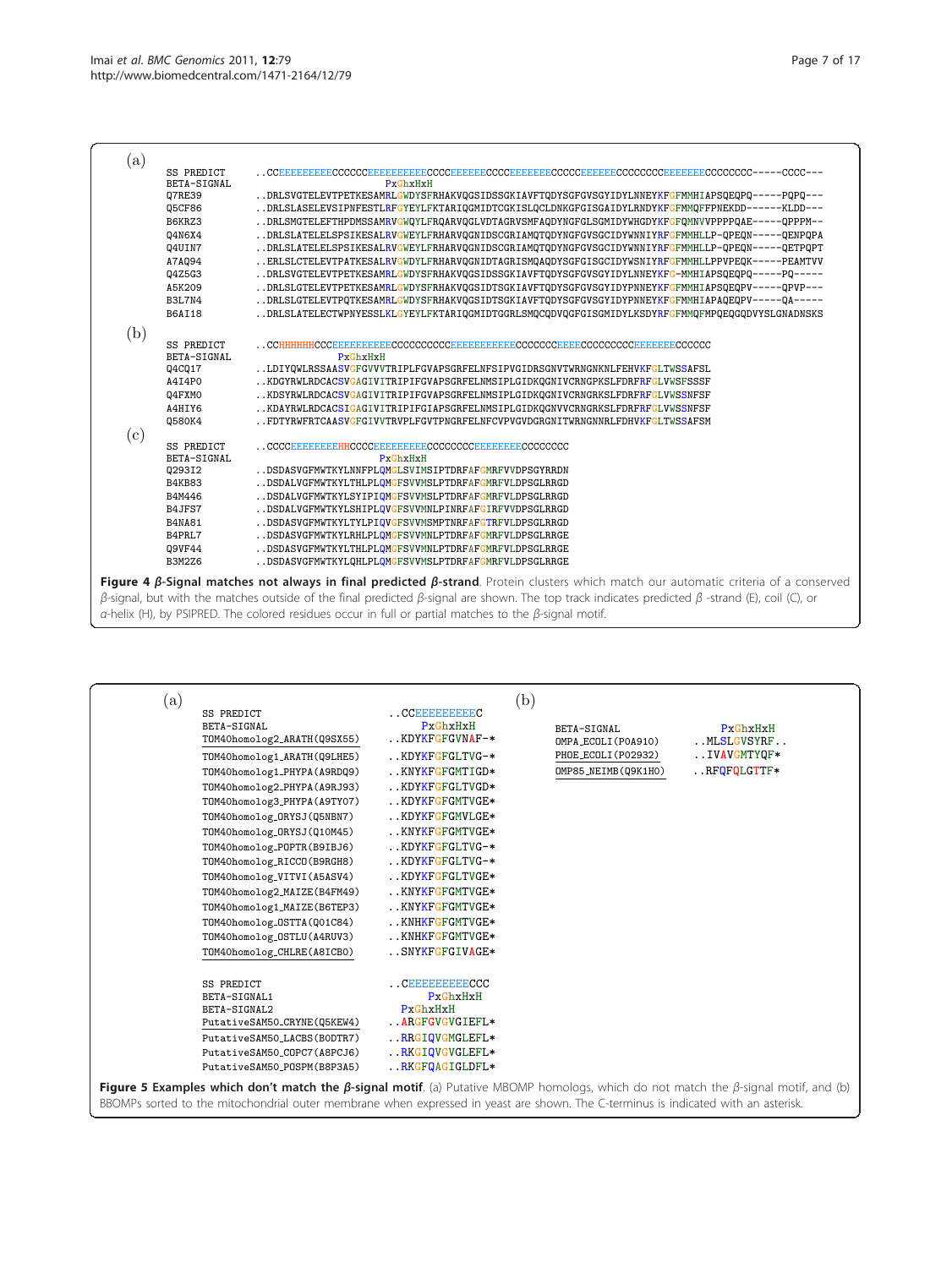(a)

```
SS PREDICT   ..CCEEEEEEEEECCCCCCEEEEEEEEEECCCCEEEEEECCCCEEEEEEECCCCCEEEEEECCCCCCCCEEEEEEECCCCCCCC-----CCCC---
BETA-SIGNAL                     PxGhxHxH
Q7RE39       ..DRLSVGTELEVTPETKESAMRLGWDYSFRHAKVQGSIDSSGKIAVFTQDYSGFGVSGYIDYLNNEYKFGFMMHIAPSQEQPQ-----PQPQ---
Q5CF86       ..DRLSLASELEVSIPNFESTLRFGYEYLFKTARIQGMIDTCGKISLQCLDNKGFGISGAIDYLRNDYKFGFMMQFFPNEKDD------KLDD---
B6KRZ3       ..DRLSMGTELEFTHPDMSSAMRVGWQYLFRQARVQGLVDTAGRVSMFAQDYNGFGLSGMIDYWHGDYKFGFQMNVVPPPPQAE-----QPPPM--
Q4N6X4       ..DRLSLATELELSPSIKESALRVGWEYLFRHARVQGNIDSCGRIAMQTQDYNGFGVSGCIDYWNNIYRFGFMMHLLP-QPEQN-----QENPQPA
Q4UIN7       ..DRLSLATELELSPSIKESALRVGWEYLFRHARVQGNIDSCGRIAMQTQDYNGFGVSGCIDYWNNIYRFGFMMHLLP-QPEQN-----QETPQPT
A7AQ94       ..ERLSLCTELEVTPATKESALRVGWDYLFRHARVQGNIDTAGRISMQAQDYSGFGISGCIDYWSNIYRFGFMMHLLPPVPEQK-----PEAMTVV
Q4Z5G3       ..DRLSVGTELEVTPETKESAMRLGWDYSFRHAKVQGSIDSSGKIAVFTQDYSGFGVSGYIDYLNNEYKFG-MMHIAPSQEQPQ-----PQ-----
A5K209       ..DRLSLGTELEVTPETKESAMRLGWDYSFRHAKVQGSIDTSGKIAVFTQDYSGFGVSGYIDYPNNEYKFGFMMHIAPSQEQPV-----QPVP---
B3L7N4       ..DRLSLGTELEVTPQTKESAMRLGWDYSFRHAKVQGSIDTSGKIAVFTQDYSGFGVSGYIDYPNNEYKFGFMMHIAPAQEQPV-----QA-----
B6AI18       ..DRLSLATELECTWPNYESSLKLGYEYLFKTARIQGMIDTGGRLSMQCQDVQGFGISGMIDYLKSDYRFGFMMQFMPQEQGQDVYSLGNADNSKS
```

(b)

```
SS PREDICT   ..CCHHHHHHCCCEEEEEEEEEECCCCCCCCCEEEEEEEEEEECCCCCCCEEEECCCCCCCCCEEEEEEECCCCC
BETA-SIGNAL                PxGhxHxH
Q4CQ17       ..LDIYQWLRSSAASVGFGVVVTRIPLFGVAPSGRFELNFSIPVGIDRSGNVTWRNGNKNLFEHVKFGLTWSSAFSL
A4I4P0       ..KDGYRWLRDCACSVGAGIVITRIPIFGVAPSGRFELNMSIPLGIDKQGNIVCRNGPKSLFDRFRFGLVWSFSSSF
Q4FXM0       ..KDSYRWLRDCACSVGAGIVITRIPIFGVAPSGRFELNMSIPLGIDKQGNIVCRNGRKSLFDRFRFGLVWSSNFSF
A4HIY6       ..KDAYRWLRDCACSIGAGIVITRIPIFGIAPSGRFELNMSIPLGIDKQGNVVCRNGRKSLFDRFRFGLVWSSNFSF
Q580K4       ..FDTYRWFRTCAASVGFGIVVTRVPLFGVTPNGRFELNFCVPVGVDGRGNITWRNGNNRLFDHVKFGLTWSSAFSM
```

(c)

```
SS PREDICT   ..CCCCEEEEEEEEHHCCCCEEEEEEEEECCCCCCCCEEEEEEEECCCCCCCC
BETA-SIGNAL                      PxGhxHxH
Q293I2       ..DSDASVGFMWTKYLNNFPLQMGLSVIMSIPTDRFAFGMRFVVDPSGYRRDN
B4KB83       ..DSDALVGFMWTKYLTHLPLQMGFSVVMSLPTDRFAFGMRFVLDPSGLRRGD
B4M446       ..DSDALVGFMWTKYLSYIPIQMGFSVVMSLPTDRFAFGMRFVLDPSGLRRGD
B4JFS7       ..DSDALVGFMWTKYLSHIPLQVGFSVVMNLPINRFAFGIRFVVDPSGLRRGD
B4NA81       ..DSDASVGFMWTKYLTYLPIQVGFSVVMSMPTNRFAFGTRFVLDPSGLRRGD
B4PRL7       ..DSDASVGFMWTKYLRHLPLQMGFSVVMNLPTDRFAFGMRFVLDPSGLRRGE
Q9VF44       ..DSDASVGFMWTKYLTHLPLQMGFSVVMNLPTDRFAFGMRFVLDPSGLRRGE
B3M2Z6       ..DSDASVGFMWTKYLQHLPLQMGFSVVMSLPTDRFAFGMRFVLDPSGLRRGE
```

**Figure 4 β-Signal matches not always in final predicted β-strand**. Protein clusters which match our automatic criteria of a conserved β-signal, but with the matches outside of the final predicted β-signal are shown. The top track indicates predicted β -strand (E), coil (C), or α-helix (H), by PSIPRED. The colored residues occur in full or partial matches to the β-signal motif.

(a)

```
SS PREDICT                        ..CCEEEEEEEEEEC
BETA-SIGNAL                          PxGhxHxH
TOM40homolog2_ARATH(Q9SX55)       ..KDYKFGFGVNAF-*
TOM40homolog1_ARATH(Q9LHE5)       ..KDYKFGFGLTVG-*
TOM40homolog1_PHYPA(A9RDQ9)       ..KNYKFGFGMTIGD*
TOM40homolog2_PHYPA(A9RJ93)       ..KDYKFGFGLTVGD*
TOM40homolog3_PHYPA(A9TY07)       ..KDYKFGFGMTVGE*
TOM40homolog_ORYSJ(Q5NBN7)        ..KDYKFGFGMVLGE*
TOM40homolog_ORYSJ(Q10M45)        ..KNYKFGFGMTVGE*
TOM40homolog_POPTR(B9IBJ6)        ..KDYKFGFGLTVG-*
TOM40homolog_RICCO(B9RGH8)        ..KDYKFGFGLTVG-*
TOM40homolog_VITVI(A5ASV4)        ..KDYKFGFGLTVGE*
TOM40homolog2_MAIZE(B4FM49)       ..KNYKFGFGMTVGE*
TOM40homolog1_MAIZE(B6TEP3)       ..KNYKFGFGMTVGE*
TOM40homolog_OSTTA(Q01C84)        ..KNHKFGFGMTVGE*
TOM40homolog_OSTLU(A4RUV3)        ..KNHKFGFGMTVGE*
TOM40homolog_CHLRE(A8ICB0)        ..SNYKFGFGIVAGE*

SS PREDICT                        ..CEEEEEEEEEECCC
BETA-SIGNAL1                           PxGhxHxH
BETA-SIGNAL2                        PxGhxHxH
PutativeSAM50_CRYNE(Q5KEW4)       ..ARGFGVGVGIEFL*
PutativeSAM50_LACBS(B0DTR7)       ..RRGIQVGMGLEFL*
PutativeSAM50_COPC7(A8PCJ6)       ..RKGIQVGVGLEFL*
PutativeSAM50_POSPM(B8P3A5)       ..RKGFQAGIGLDFL*
```

(b)

```
BETA-SIGNAL                 PxGhxHxH
OMPA_ECOLI(P0A910)        ..MLSLGVSYRF..
PHOE_ECOLI(P02932)        ..IVAVGMTYQF*
OMP85_NEIMB(Q9K1H0)       ..RFQFQLGTTF*
```

**Figure 5 Examples which don't match the β-signal motif**. (a) Putative MBOMP homologs, which do not match the β-signal motif, and (b) BBOMPs sorted to the mitochondrial outer membrane when expressed in yeast are shown. The C-terminus is indicated with an asterisk.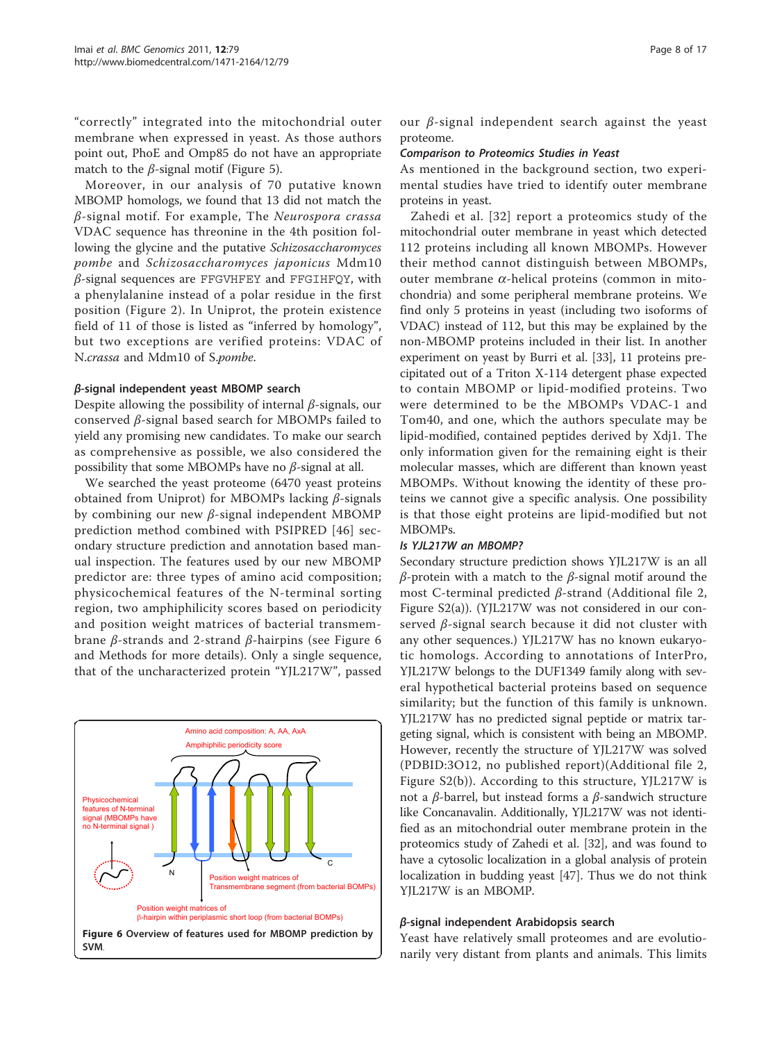"correctly" integrated into the mitochondrial outer membrane when expressed in yeast. As those authors point out, PhoE and Omp85 do not have an appropriate match to the $\beta$-signal motif (Figure 5).

Moreover, in our analysis of 70 putative known MBOMP homologs, we found that 13 did not match the $\beta$-signal motif. For example, The *Neurospora crassa* VDAC sequence has threonine in the 4th position following the glycine and the putative *Schizosaccharomyces pombe* and *Schizosaccharomyces japonicus* Mdm10 $\beta$-signal sequences are FFGVHFEY and FFGIHFQY, with a phenylalanine instead of a polar residue in the first position (Figure 2). In Uniprot, the protein existence field of 11 of those is listed as "inferred by homology", but two exceptions are verified proteins: VDAC of *N.crassa* and Mdm10 of *S.pombe*.

### $\beta$-signal independent yeast MBOMP search

Despite allowing the possibility of internal $\beta$-signals, our conserved $\beta$-signal based search for MBOMPs failed to yield any promising new candidates. To make our search as comprehensive as possible, we also considered the possibility that some MBOMPs have no $\beta$-signal at all.

We searched the yeast proteome (6470 yeast proteins obtained from Uniprot) for MBOMPs lacking $\beta$-signals by combining our new $\beta$-signal independent MBOMP prediction method combined with PSIPRED [46] secondary structure prediction and annotation based manual inspection. The features used by our new MBOMP predictor are: three types of amino acid composition; physicochemical features of the N-terminal sorting region, two amphiphilicity scores based on periodicity and position weight matrices of bacterial transmembrane $\beta$-strands and 2-strand $\beta$-hairpins (see Figure 6 and Methods for more details). Only a single sequence, that of the uncharacterized protein "YJL217W", passed our $\beta$-signal independent search against the yeast proteome.

#### Comparison to Proteomics Studies in Yeast

As mentioned in the background section, two experimental studies have tried to identify outer membrane proteins in yeast.

Zahedi et al. [32] report a proteomics study of the mitochondrial outer membrane in yeast which detected 112 proteins including all known MBOMPs. However their method cannot distinguish between MBOMPs, outer membrane $\alpha$-helical proteins (common in mitochondria) and some peripheral membrane proteins. We find only 5 proteins in yeast (including two isoforms of VDAC) instead of 112, but this may be explained by the non-MBOMP proteins included in their list. In another experiment on yeast by Burri et al. [33], 11 proteins precipitated out of a Triton X-114 detergent phase expected to contain MBOMP or lipid-modified proteins. Two were determined to be the MBOMPs VDAC-1 and Tom40, and one, which the authors speculate may be lipid-modified, contained peptides derived by Xdj1. The only information given for the remaining eight is their molecular masses, which are different than known yeast MBOMPs. Without knowing the identity of these proteins we cannot give a specific analysis. One possibility is that those eight proteins are lipid-modified but not MBOMPs.

#### Is YJL217W an MBOMP?

Secondary structure prediction shows YJL217W is an all $\beta$-protein with a match to the $\beta$-signal motif around the most C-terminal predicted $\beta$-strand (Additional file 2, Figure S2(a)). (YJL217W was not considered in our conserved $\beta$-signal search because it did not cluster with any other sequences.) YJL217W has no known eukaryotic homologs. According to annotations of InterPro, YJL217W belongs to the DUF1349 family along with several hypothetical bacterial proteins based on sequence similarity; but the function of this family is unknown. YJL217W has no predicted signal peptide or matrix targeting signal, which is consistent with being an MBOMP. However, recently the structure of YJL217W was solved (PDBID:3O12, no published report)(Additional file 2, Figure S2(b)). According to this structure, YJL217W is not a $\beta$-barrel, but instead forms a $\beta$-sandwich structure like Concanavalin. Additionally, YJL217W was not identified as an mitochondrial outer membrane protein in the proteomics study of Zahedi et al. [32], and was found to have a cytosolic localization in a global analysis of protein localization in budding yeast [47]. Thus we do not think YJL217W is an MBOMP.

### $\beta$-signal independent Arabidopsis search

Yeast have relatively small proteomes and are evolutionarily very distant from plants and animals. This limits

**Figure 6 Overview of features used for MBOMP prediction by SVM.**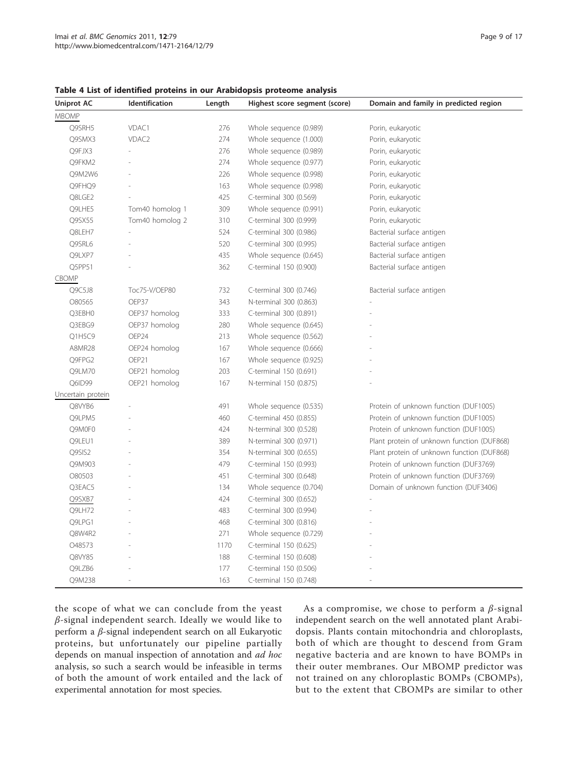**Table 4 List of identified proteins in our Arabidopsis proteome analysis**

| Uniprot AC | Identification | Length | Highest score segment (score) | Domain and family in predicted region |
|---|---|---|---|---|
| MBOMP | | | | |
| Q9SRH5 | VDAC1 | 276 | Whole sequence (0.989) | Porin, eukaryotic |
| Q9SMX3 | VDAC2 | 274 | Whole sequence (1.000) | Porin, eukaryotic |
| Q9FJX3 | - | 276 | Whole sequence (0.989) | Porin, eukaryotic |
| Q9FKM2 | - | 274 | Whole sequence (0.977) | Porin, eukaryotic |
| Q9M2W6 | - | 226 | Whole sequence (0.998) | Porin, eukaryotic |
| Q9FHQ9 | - | 163 | Whole sequence (0.998) | Porin, eukaryotic |
| Q8LGE2 | - | 425 | C-terminal 300 (0.569) | Porin, eukaryotic |
| Q9LHE5 | Tom40 homolog 1 | 309 | Whole sequence (0.991) | Porin, eukaryotic |
| Q9SX55 | Tom40 homolog 2 | 310 | C-terminal 300 (0.999) | Porin, eukaryotic |
| Q8LEH7 | - | 524 | C-terminal 300 (0.986) | Bacterial surface antigen |
| Q9SRL6 | - | 520 | C-terminal 300 (0.995) | Bacterial surface antigen |
| Q9LXP7 | - | 435 | Whole sequence (0.645) | Bacterial surface antigen |
| Q5PP51 | - | 362 | C-terminal 150 (0.900) | Bacterial surface antigen |
| CBOMP | | | | |
| Q9C5J8 | Toc75-V/OEP80 | 732 | C-terminal 300 (0.746) | Bacterial surface antigen |
| O80565 | OEP37 | 343 | N-terminal 300 (0.863) | - |
| Q3EBH0 | OEP37 homolog | 333 | C-terminal 300 (0.891) | - |
| Q3EBG9 | OEP37 homolog | 280 | Whole sequence (0.645) | - |
| Q1H5C9 | OEP24 | 213 | Whole sequence (0.562) | - |
| A8MR28 | OEP24 homolog | 167 | Whole sequence (0.666) | - |
| Q9FPG2 | OEP21 | 167 | Whole sequence (0.925) | - |
| Q9LM70 | OEP21 homolog | 203 | C-terminal 150 (0.691) | - |
| Q6ID99 | OEP21 homolog | 167 | N-terminal 150 (0.875) | - |
| Uncertain protein | | | | |
| Q8VYB6 | - | 491 | Whole sequence (0.535) | Protein of unknown function (DUF1005) |
| Q9LPM5 | - | 460 | C-terminal 450 (0.855) | Protein of unknown function (DUF1005) |
| Q9M0F0 | - | 424 | N-terminal 300 (0.528) | Protein of unknown function (DUF1005) |
| Q9LEU1 | - | 389 | N-terminal 300 (0.971) | Plant protein of unknown function (DUF868) |
| Q9SIS2 | - | 354 | N-terminal 300 (0.655) | Plant protein of unknown function (DUF868) |
| Q9M903 | - | 479 | C-terminal 150 (0.993) | Protein of unknown function (DUF3769) |
| O80503 | - | 451 | C-terminal 300 (0.648) | Protein of unknown function (DUF3769) |
| Q3EAC5 | - | 134 | Whole sequence (0.704) | Domain of unknown function (DUF3406) |
| Q9SXB7 | - | 424 | C-terminal 300 (0.652) | - |
| Q9LH72 | - | 483 | C-terminal 300 (0.994) | - |
| Q9LPG1 | - | 468 | C-terminal 300 (0.816) | - |
| Q8W4R2 | - | 271 | Whole sequence (0.729) | - |
| O48573 | - | 1170 | C-terminal 150 (0.625) | - |
| Q8VY85 | - | 188 | C-terminal 150 (0.608) | - |
| Q9LZB6 | - | 177 | C-terminal 150 (0.506) | - |
| Q9M238 | - | 163 | C-terminal 150 (0.748) | - |

the scope of what we can conclude from the yeast $\beta$-signal independent search. Ideally we would like to perform a $\beta$-signal independent search on all Eukaryotic proteins, but unfortunately our pipeline partially depends on manual inspection of annotation and *ad hoc* analysis, so such a search would be infeasible in terms of both the amount of work entailed and the lack of experimental annotation for most species.

As a compromise, we chose to perform a $\beta$-signal independent search on the well annotated plant Arabidopsis. Plants contain mitochondria and chloroplasts, both of which are thought to descend from Gram negative bacteria and are known to have BOMPs in their outer membranes. Our MBOMP predictor was not trained on any chloroplastic BOMPs (CBOMPs), but to the extent that CBOMPs are similar to other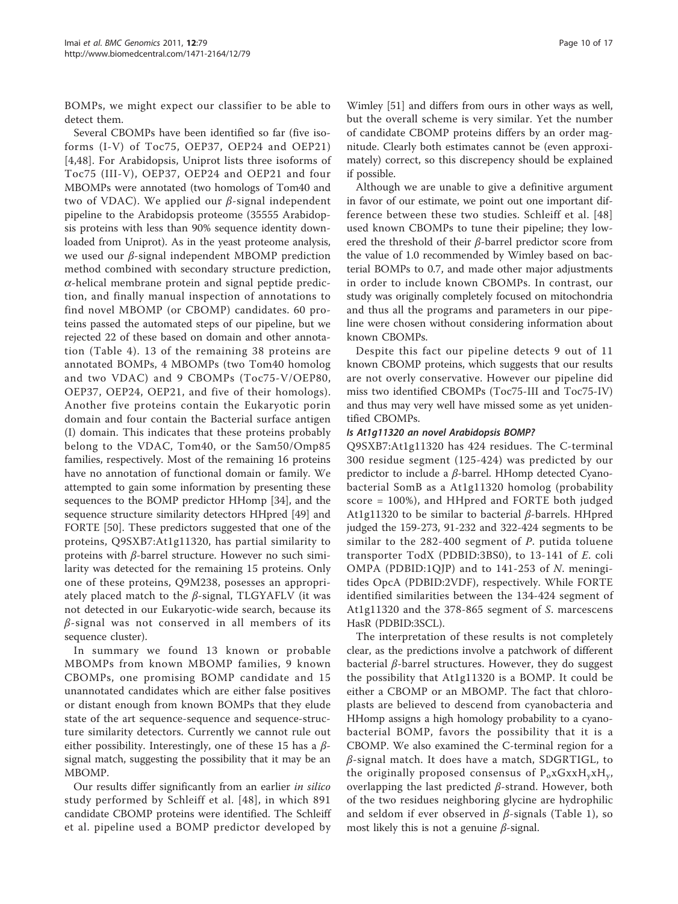BOMPs, we might expect our classifier to be able to detect them.

Several CBOMPs have been identified so far (five isoforms (I-V) of Toc75, OEP37, OEP24 and OEP21) [4,48]. For Arabidopsis, Uniprot lists three isoforms of Toc75 (III-V), OEP37, OEP24 and OEP21 and four MBOMPs were annotated (two homologs of Tom40 and two of VDAC). We applied our $\beta$-signal independent pipeline to the Arabidopsis proteome (35555 Arabidopsis proteins with less than 90% sequence identity downloaded from Uniprot). As in the yeast proteome analysis, we used our $\beta$-signal independent MBOMP prediction method combined with secondary structure prediction, $\alpha$-helical membrane protein and signal peptide prediction, and finally manual inspection of annotations to find novel MBOMP (or CBOMP) candidates. 60 proteins passed the automated steps of our pipeline, but we rejected 22 of these based on domain and other annotation (Table 4). 13 of the remaining 38 proteins are annotated BOMPs, 4 MBOMPs (two Tom40 homolog and two VDAC) and 9 CBOMPs (Toc75-V/OEP80, OEP37, OEP24, OEP21, and five of their homologs). Another five proteins contain the Eukaryotic porin domain and four contain the Bacterial surface antigen (I) domain. This indicates that these proteins probably belong to the VDAC, Tom40, or the Sam50/Omp85 families, respectively. Most of the remaining 16 proteins have no annotation of functional domain or family. We attempted to gain some information by presenting these sequences to the BOMP predictor HHomp [34], and the sequence structure similarity detectors HHpred [49] and FORTE [50]. These predictors suggested that one of the proteins, Q9SXB7:At1g11320, has partial similarity to proteins with $\beta$-barrel structure. However no such similarity was detected for the remaining 15 proteins. Only one of these proteins, Q9M238, posesses an appropriately placed match to the $\beta$-signal, TLGYAFLV (it was not detected in our Eukaryotic-wide search, because its $\beta$-signal was not conserved in all members of its sequence cluster).

In summary we found 13 known or probable MBOMPs from known MBOMP families, 9 known CBOMPs, one promising BOMP candidate and 15 unannotated candidates which are either false positives or distant enough from known BOMPs that they elude state of the art sequence-sequence and sequence-structure similarity detectors. Currently we cannot rule out either possibility. Interestingly, one of these 15 has a $\beta$-signal match, suggesting the possibility that it may be an MBOMP.

Our results differ significantly from an earlier *in silico* study performed by Schleiff et al. [48], in which 891 candidate CBOMP proteins were identified. The Schleiff et al. pipeline used a BOMP predictor developed by Wimley [51] and differs from ours in other ways as well, but the overall scheme is very similar. Yet the number of candidate CBOMP proteins differs by an order magnitude. Clearly both estimates cannot be (even approximately) correct, so this discrepency should be explained if possible.

Although we are unable to give a definitive argument in favor of our estimate, we point out one important difference between these two studies. Schleiff et al. [48] used known CBOMPs to tune their pipeline; they lowered the threshold of their $\beta$-barrel predictor score from the value of 1.0 recommended by Wimley based on bacterial BOMPs to 0.7, and made other major adjustments in order to include known CBOMPs. In contrast, our study was originally completely focused on mitochondria and thus all the programs and parameters in our pipeline were chosen without considering information about known CBOMPs.

Despite this fact our pipeline detects 9 out of 11 known CBOMP proteins, which suggests that our results are not overly conservative. However our pipeline did miss two identified CBOMPs (Toc75-III and Toc75-IV) and thus may very well have missed some as yet unidentified CBOMPs.

#### Is At1g11320 an novel Arabidopsis BOMP?

Q9SXB7:At1g11320 has 424 residues. The C-terminal 300 residue segment (125-424) was predicted by our predictor to include a $\beta$-barrel. HHomp detected Cyanobacterial SomB as a At1g11320 homolog (probability score = 100%), and HHpred and FORTE both judged At1g11320 to be similar to bacterial $\beta$-barrels. HHpred judged the 159-273, 91-232 and 322-424 segments to be similar to the 282-400 segment of *P. putida* toluene transporter TodX (PDBID:3BS0), to 13-141 of *E. coli* OMPA (PDBID:1QJP) and to 141-253 of *N. meningitides* OpcA (PDBID:2VDF), respectively. While FORTE identified similarities between the 134-424 segment of At1g11320 and the 378-865 segment of *S. marcescens* HasR (PDBID:3SCL).

The interpretation of these results is not completely clear, as the predictions involve a patchwork of different bacterial $\beta$-barrel structures. However, they do suggest the possibility that At1g11320 is a BOMP. It could be either a CBOMP or an MBOMP. The fact that chloroplasts are believed to descend from cyanobacteria and HHomp assigns a high homology probability to a cyanobacterial BOMP, favors the possibility that it is a CBOMP. We also examined the C-terminal region for a $\beta$-signal match. It does have a match, SDGRTIGL, to the originally proposed consensus of $P_o x G x x H_y x H_y$, overlapping the last predicted $\beta$-strand. However, both of the two residues neighboring glycine are hydrophilic and seldom if ever observed in $\beta$-signals (Table 1), so most likely this is not a genuine $\beta$-signal.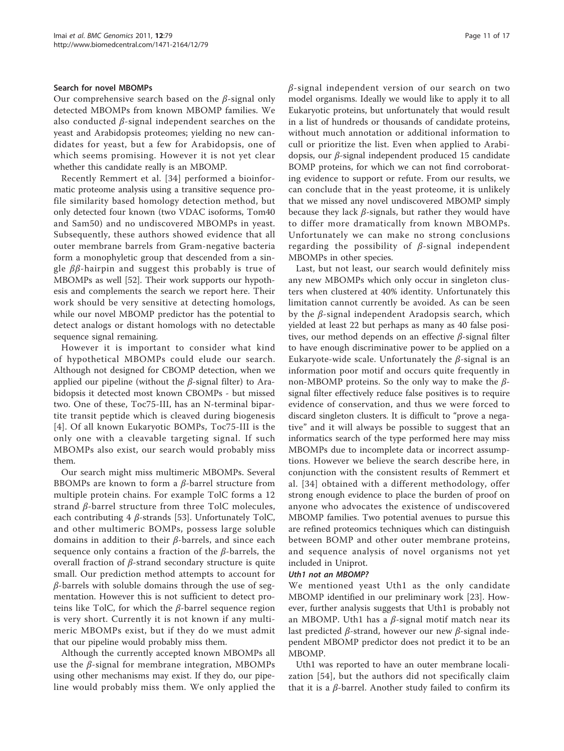### Search for novel MBOMPs

Our comprehensive search based on the $\beta$-signal only detected MBOMPs from known MBOMP families. We also conducted $\beta$-signal independent searches on the yeast and Arabidopsis proteomes; yielding no new candidates for yeast, but a few for Arabidopsis, one of which seems promising. However it is not yet clear whether this candidate really is an MBOMP.

Recently Remmert et al. [34] performed a bioinformatic proteome analysis using a transitive sequence profile similarity based homology detection method, but only detected four known (two VDAC isoforms, Tom40 and Sam50) and no undiscovered MBOMPs in yeast. Subsequently, these authors showed evidence that all outer membrane barrels from Gram-negative bacteria form a monophyletic group that descended from a single $\beta\beta$-hairpin and suggest this probably is true of MBOMPs as well [52]. Their work supports our hypothesis and complements the search we report here. Their work should be very sensitive at detecting homologs, while our novel MBOMP predictor has the potential to detect analogs or distant homologs with no detectable sequence signal remaining.

However it is important to consider what kind of hypothetical MBOMPs could elude our search. Although not designed for CBOMP detection, when we applied our pipeline (without the $\beta$-signal filter) to Arabidopsis it detected most known CBOMPs - but missed two. One of these, Toc75-III, has an N-terminal bipartite transit peptide which is cleaved during biogenesis [4]. Of all known Eukaryotic BOMPs, Toc75-III is the only one with a cleavable targeting signal. If such MBOMPs also exist, our search would probably miss them.

Our search might miss multimeric MBOMPs. Several BBOMPs are known to form a $\beta$-barrel structure from multiple protein chains. For example TolC forms a 12 strand $\beta$-barrel structure from three TolC molecules, each contributing 4 $\beta$-strands [53]. Unfortunately TolC, and other multimeric BOMPs, possess large soluble domains in addition to their $\beta$-barrels, and since each sequence only contains a fraction of the $\beta$-barrels, the overall fraction of $\beta$-strand secondary structure is quite small. Our prediction method attempts to account for $\beta$-barrels with soluble domains through the use of segmentation. However this is not sufficient to detect proteins like TolC, for which the $\beta$-barrel sequence region is very short. Currently it is not known if any multimeric MBOMPs exist, but if they do we must admit that our pipeline would probably miss them.

Although the currently accepted known MBOMPs all use the $\beta$-signal for membrane integration, MBOMPs using other mechanisms may exist. If they do, our pipeline would probably miss them. We only applied the $\beta$-signal independent version of our search on two model organisms. Ideally we would like to apply it to all Eukaryotic proteins, but unfortunately that would result in a list of hundreds or thousands of candidate proteins, without much annotation or additional information to cull or prioritize the list. Even when applied to Arabidopsis, our $\beta$-signal independent produced 15 candidate BOMP proteins, for which we can not find corroborating evidence to support or refute. From our results, we can conclude that in the yeast proteome, it is unlikely that we missed any novel undiscovered MBOMP simply because they lack $\beta$-signals, but rather they would have to differ more dramatically from known MBOMPs. Unfortunately we can make no strong conclusions regarding the possibility of $\beta$-signal independent MBOMPs in other species.

Last, but not least, our search would definitely miss any new MBOMPs which only occur in singleton clusters when clustered at 40% identity. Unfortunately this limitation cannot currently be avoided. As can be seen by the $\beta$-signal independent Aradopsis search, which yielded at least 22 but perhaps as many as 40 false positives, our method depends on an effective $\beta$-signal filter to have enough discriminative power to be applied on a Eukaryote-wide scale. Unfortunately the $\beta$-signal is an information poor motif and occurs quite frequently in non-MBOMP proteins. So the only way to make the $\beta$-signal filter effectively reduce false positives is to require evidence of conservation, and thus we were forced to discard singleton clusters. It is difficult to "prove a negative" and it will always be possible to suggest that an informatics search of the type performed here may miss MBOMPs due to incomplete data or incorrect assumptions. However we believe the search describe here, in conjunction with the consistent results of Remmert et al. [34] obtained with a different methodology, offer strong enough evidence to place the burden of proof on anyone who advocates the existence of undiscovered MBOMP families. Two potential avenues to pursue this are refined proteomics techniques which can distinguish between BOMP and other outer membrane proteins, and sequence analysis of novel organisms not yet included in Uniprot.

#### *Uth1 not an MBOMP?*

We mentioned yeast Uth1 as the only candidate MBOMP identified in our preliminary work [23]. However, further analysis suggests that Uth1 is probably not an MBOMP. Uth1 has a $\beta$-signal motif match near its last predicted $\beta$-strand, however our new $\beta$-signal independent MBOMP predictor does not predict it to be an MBOMP.

Uth1 was reported to have an outer membrane localization [54], but the authors did not specifically claim that it is a $\beta$-barrel. Another study failed to confirm its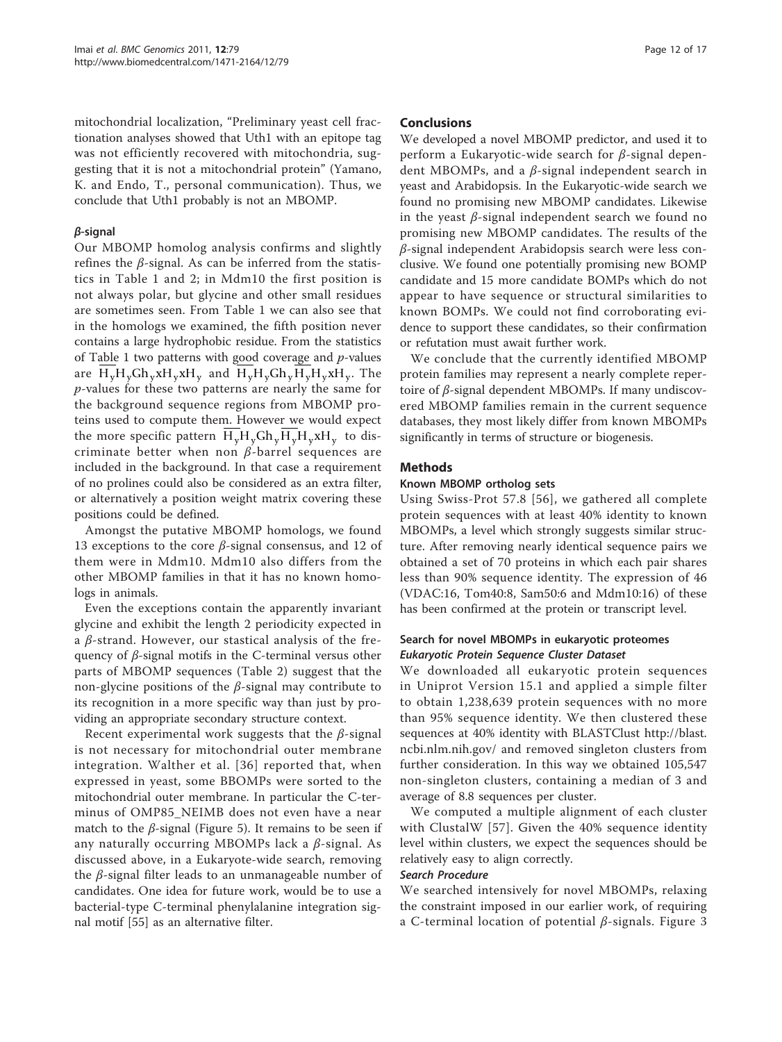mitochondrial localization, "Preliminary yeast cell fractionation analyses showed that Uth1 with an epitope tag was not efficiently recovered with mitochondria, suggesting that it is not a mitochondrial protein" (Yamano, K. and Endo, T., personal communication). Thus, we conclude that Uth1 probably is not an MBOMP.

### *β*-signal

Our MBOMP homolog analysis confirms and slightly refines the *β*-signal. As can be inferred from the statistics in Table 1 and 2; in Mdm10 the first position is not always polar, but glycine and other small residues are sometimes seen. From Table 1 we can also see that in the homologs we examined, the fifth position never contains a large hydrophobic residue. From the statistics of Table 1 two patterns with good coverage and *p*-values are $\overline{H_y}H_yGh_yxH_yxH_y$ and $\overline{H_y}H_yGh_y\overline{H_y}H_yxH_y$. The *p*-values for these two patterns are nearly the same for the background sequence regions from MBOMP proteins used to compute them. However we would expect the more specific pattern $\overline{H_y}H_yGh_y\overline{H_y}H_yxH_y$ to discriminate better when non *β*-barrel sequences are included in the background. In that case a requirement of no prolines could also be considered as an extra filter, or alternatively a position weight matrix covering these positions could be defined.

Amongst the putative MBOMP homologs, we found 13 exceptions to the core *β*-signal consensus, and 12 of them were in Mdm10. Mdm10 also differs from the other MBOMP families in that it has no known homologs in animals.

Even the exceptions contain the apparently invariant glycine and exhibit the length 2 periodicity expected in a *β*-strand. However, our stastical analysis of the frequency of *β*-signal motifs in the C-terminal versus other parts of MBOMP sequences (Table 2) suggest that the non-glycine positions of the *β*-signal may contribute to its recognition in a more specific way than just by providing an appropriate secondary structure context.

Recent experimental work suggests that the *β*-signal is not necessary for mitochondrial outer membrane integration. Walther et al. [36] reported that, when expressed in yeast, some BBOMPs were sorted to the mitochondrial outer membrane. In particular the C-terminus of OMP85_NEIMB does not even have a near match to the *β*-signal (Figure 5). It remains to be seen if any naturally occurring MBOMPs lack a *β*-signal. As discussed above, in a Eukaryote-wide search, removing the *β*-signal filter leads to an unmanageable number of candidates. One idea for future work, would be to use a bacterial-type C-terminal phenylalanine integration signal motif [55] as an alternative filter.

## Conclusions

We developed a novel MBOMP predictor, and used it to perform a Eukaryotic-wide search for *β*-signal dependent MBOMPs, and a *β*-signal independent search in yeast and Arabidopsis. In the Eukaryotic-wide search we found no promising new MBOMP candidates. Likewise in the yeast *β*-signal independent search we found no promising new MBOMP candidates. The results of the *β*-signal independent Arabidopsis search were less conclusive. We found one potentially promising new BOMP candidate and 15 more candidate BOMPs which do not appear to have sequence or structural similarities to known BOMPs. We could not find corroborating evidence to support these candidates, so their confirmation or refutation must await further work.

We conclude that the currently identified MBOMP protein families may represent a nearly complete repertoire of *β*-signal dependent MBOMPs. If many undiscovered MBOMP families remain in the current sequence databases, they most likely differ from known MBOMPs significantly in terms of structure or biogenesis.

## Methods

### Known MBOMP ortholog sets

Using Swiss-Prot 57.8 [56], we gathered all complete protein sequences with at least 40% identity to known MBOMPs, a level which strongly suggests similar structure. After removing nearly identical sequence pairs we obtained a set of 70 proteins in which each pair shares less than 90% sequence identity. The expression of 46 (VDAC:16, Tom40:8, Sam50:6 and Mdm10:16) of these has been confirmed at the protein or transcript level.

### Search for novel MBOMPs in eukaryotic proteomes

#### *Eukaryotic Protein Sequence Cluster Dataset*

We downloaded all eukaryotic protein sequences in Uniprot Version 15.1 and applied a simple filter to obtain 1,238,639 protein sequences with no more than 95% sequence identity. We then clustered these sequences at 40% identity with BLASTClust http://blast.ncbi.nlm.nih.gov/ and removed singleton clusters from further consideration. In this way we obtained 105,547 non-singleton clusters, containing a median of 3 and average of 8.8 sequences per cluster.

We computed a multiple alignment of each cluster with ClustalW [57]. Given the 40% sequence identity level within clusters, we expect the sequences should be relatively easy to align correctly.

#### *Search Procedure*

We searched intensively for novel MBOMPs, relaxing the constraint imposed in our earlier work, of requiring a C-terminal location of potential *β*-signals. Figure 3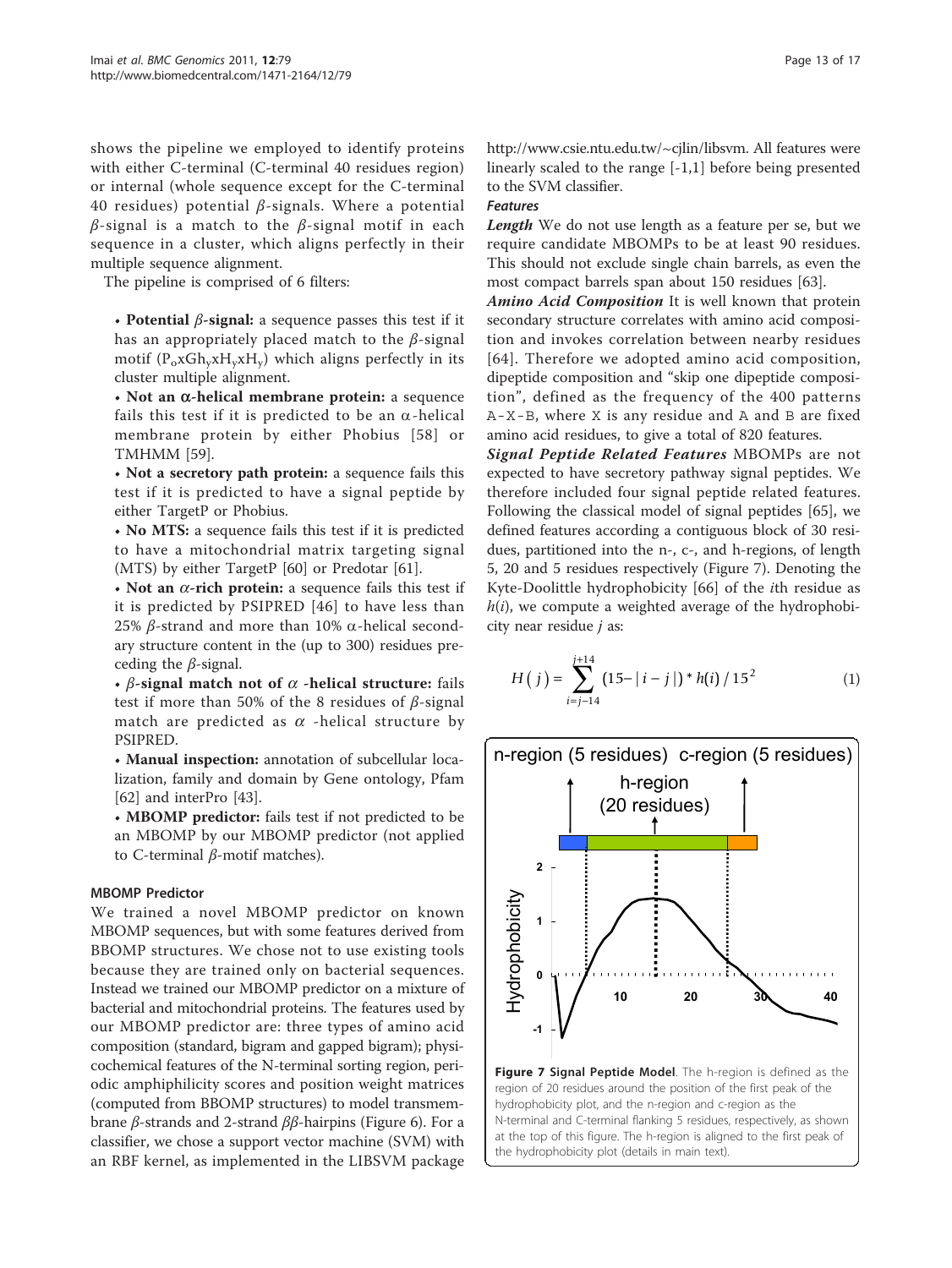shows the pipeline we employed to identify proteins with either C-terminal (C-terminal 40 residues region) or internal (whole sequence except for the C-terminal 40 residues) potential $\beta$-signals. Where a potential $\beta$-signal is a match to the $\beta$-signal motif in each sequence in a cluster, which aligns perfectly in their multiple sequence alignment.

The pipeline is comprised of 6 filters:

- **Potential $\beta$-signal:** a sequence passes this test if it has an appropriately placed match to the $\beta$-signal motif ($P_o x G h_y x H_y x H_y$) which aligns perfectly in its cluster multiple alignment.
- **Not an $\alpha$-helical membrane protein:** a sequence fails this test if it is predicted to be an $\alpha$-helical membrane protein by either Phobius [58] or TMHMM [59].
- **Not a secretory path protein:** a sequence fails this test if it is predicted to have a signal peptide by either TargetP or Phobius.
- **No MTS:** a sequence fails this test if it is predicted to have a mitochondrial matrix targeting signal (MTS) by either TargetP [60] or Predotar [61].
- **Not an $\alpha$-rich protein:** a sequence fails this test if it is predicted by PSIPRED [46] to have less than 25% $\beta$-strand and more than 10% $\alpha$-helical secondary structure content in the (up to 300) residues preceding the $\beta$-signal.
- **$\beta$-signal match not of $\alpha$ -helical structure:** fails test if more than 50% of the 8 residues of $\beta$-signal match are predicted as $\alpha$ -helical structure by PSIPRED.
- **Manual inspection:** annotation of subcellular localization, family and domain by Gene ontology, Pfam [62] and interPro [43].
- **MBOMP predictor:** fails test if not predicted to be an MBOMP by our MBOMP predictor (not applied to C-terminal $\beta$-motif matches).

### MBOMP Predictor

We trained a novel MBOMP predictor on known MBOMP sequences, but with some features derived from BBOMP structures. We chose not to use existing tools because they are trained only on bacterial sequences. Instead we trained our MBOMP predictor on a mixture of bacterial and mitochondrial proteins. The features used by our MBOMP predictor are: three types of amino acid composition (standard, bigram and gapped bigram); physicochemical features of the N-terminal sorting region, periodic amphiphilicity scores and position weight matrices (computed from BBOMP structures) to model transmembrane $\beta$-strands and 2-strand $\beta\beta$-hairpins (Figure 6). For a classifier, we chose a support vector machine (SVM) with an RBF kernel, as implemented in the LIBSVM package http://www.csie.ntu.edu.tw/~cjlin/libsvm. All features were linearly scaled to the range [-1,1] before being presented to the SVM classifier.

#### Features

***Length*** We do not use length as a feature per se, but we require candidate MBOMPs to be at least 90 residues. This should not exclude single chain barrels, as even the most compact barrels span about 150 residues [63].

***Amino Acid Composition*** It is well known that protein secondary structure correlates with amino acid composition and invokes correlation between nearby residues [64]. Therefore we adopted amino acid composition, dipeptide composition and "skip one dipeptide composition", defined as the frequency of the 400 patterns A-X-B, where X is any residue and A and B are fixed amino acid residues, to give a total of 820 features.

***Signal Peptide Related Features*** MBOMPs are not expected to have secretory pathway signal peptides. We therefore included four signal peptide related features. Following the classical model of signal peptides [65], we defined features according a contiguous block of 30 residues, partitioned into the n-, c-, and h-regions, of length 5, 20 and 5 residues respectively (Figure 7). Denoting the Kyte-Doolittle hydrophobicity [66] of the $i$th residue as $h(i)$, we compute a weighted average of the hydrophobicity near residue $j$ as:

$$H(j) = \sum_{i=j-14}^{j+14} (15 - |i - j|) * h(i) / 15^2 \tag{1}$$

**Figure 7 Signal Peptide Model**. The h-region is defined as the region of 20 residues around the position of the first peak of the hydrophobicity plot, and the n-region and c-region as the N-terminal and C-terminal flanking 5 residues, respectively, as shown at the top of this figure. The h-region is aligned to the first peak of the hydrophobicity plot (details in main text).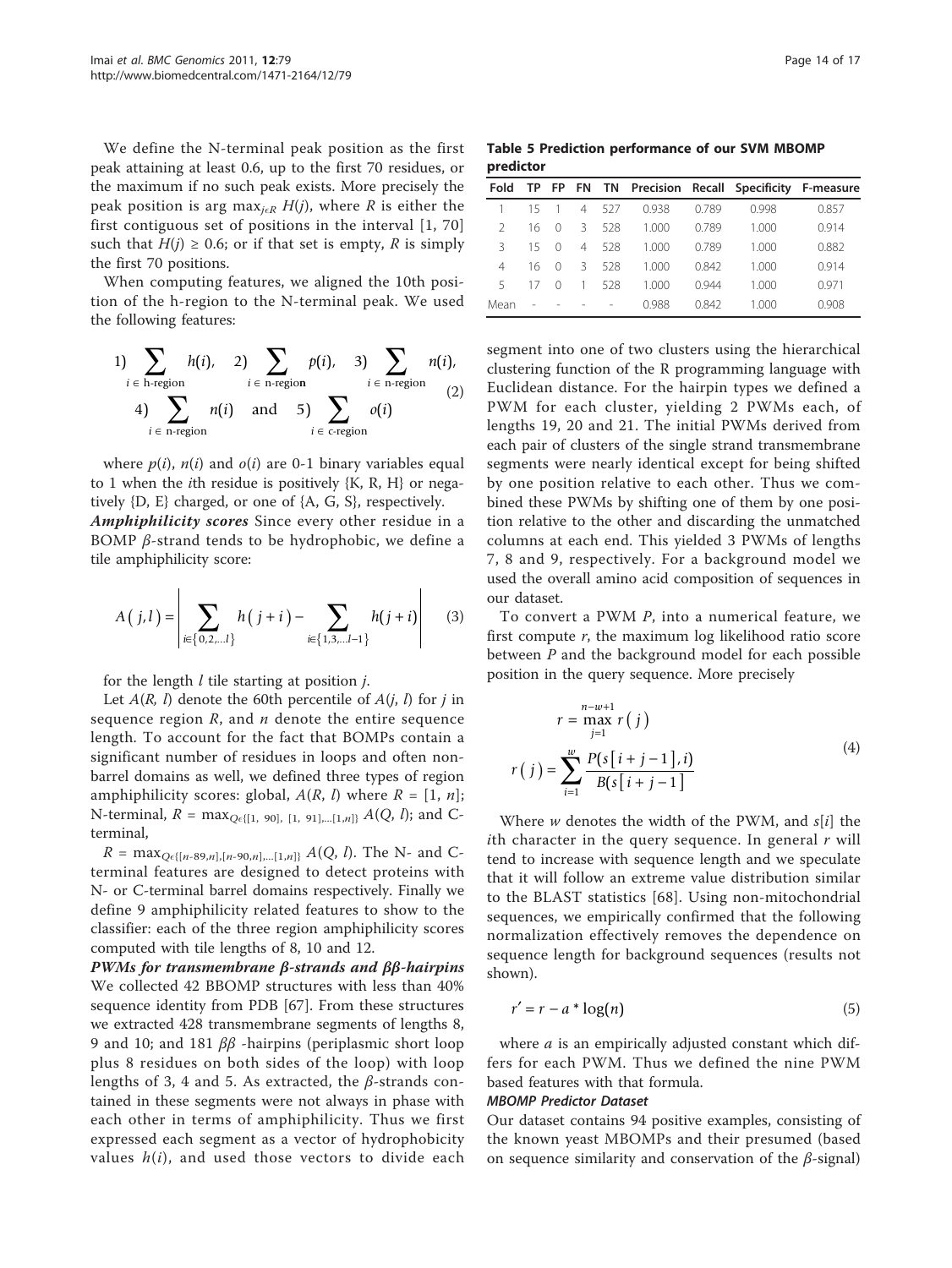We define the N-terminal peak position as the first peak attaining at least 0.6, up to the first 70 residues, or the maximum if no such peak exists. More precisely the peak position is arg $\max_{j \in R} H(j)$, where $R$ is either the first contiguous set of positions in the interval [1, 70] such that $H(j) \geq 0.6$; or if that set is empty, $R$ is simply the first 70 positions.

When computing features, we aligned the 10th position of the h-region to the N-terminal peak. We used the following features:

$$1) \sum_{i \in \text{h-region}} h(i), \quad 2) \sum_{i \in \text{n-region}} p(i), \quad 3) \sum_{i \in \text{n-region}} n(i), \quad 4) \sum_{i \in \text{n-region}} n(i) \quad \text{and} \quad 5) \sum_{i \in \text{c-region}} o(i) \tag{2}$$

where $p(i)$, $n(i)$ and $o(i)$ are 0-1 binary variables equal to 1 when the $i$th residue is positively {K, R, H} or negatively {D, E} charged, or one of {A, G, S}, respectively.

***Amphiphilicity scores*** Since every other residue in a BOMP $\beta$-strand tends to be hydrophobic, we define a tile amphiphilicity score:

$$A(j,l) = \left| \sum_{i \in \{0,2,\ldots l\}} h(j+i) - \sum_{i \in \{1,3,\ldots l-1\}} h(j+i) \right| \tag{3}$$

for the length $l$ tile starting at position $j$.

Let $A(R, l)$ denote the 60th percentile of $A(j, l)$ for $j$ in sequence region $R$, and $n$ denote the entire sequence length. To account for the fact that BOMPs contain a significant number of residues in loops and often non-barrel domains as well, we defined three types of region amphiphilicity scores: global, $A(R, l)$ where $R = [1, n]$; N-terminal, $R = \max_{Q \in \{[1, 90], [1, 91], \ldots [1,n]\}} A(Q, l)$; and C-terminal,

$R = \max_{Q \in \{[n-89,n], [n-90,n], \ldots [1,n]\}} A(Q, l)$. The N- and C-terminal features are designed to detect proteins with N- or C-terminal barrel domains respectively. Finally we define 9 amphiphilicity related features to show to the classifier: each of the three region amphiphilicity scores computed with tile lengths of 8, 10 and 12.

***PWMs for transmembrane $\beta$-strands and $\beta\beta$-hairpins*** We collected 42 BBOMP structures with less than 40% sequence identity from PDB [67]. From these structures we extracted 428 transmembrane segments of lengths 8, 9 and 10; and 181 $\beta\beta$ -hairpins (periplasmic short loop plus 8 residues on both sides of the loop) with loop lengths of 3, 4 and 5. As extracted, the $\beta$-strands contained in these segments were not always in phase with each other in terms of amphiphilicity. Thus we first expressed each segment as a vector of hydrophobicity values $h(i)$, and used those vectors to divide each segment into one of two clusters using the hierarchical clustering function of the R programming language with Euclidean distance. For the hairpin types we defined a PWM for each cluster, yielding 2 PWMs each, of lengths 19, 20 and 21. The initial PWMs derived from each pair of clusters of the single strand transmembrane segments were nearly identical except for being shifted by one position relative to each other. Thus we combined these PWMs by shifting one of them by one position relative to the other and discarding the unmatched columns at each end. This yielded 3 PWMs of lengths 7, 8 and 9, respectively. For a background model we used the overall amino acid composition of sequences in our dataset.

To convert a PWM $P$, into a numerical feature, we first compute $r$, the maximum log likelihood ratio score between $P$ and the background model for each possible position in the query sequence. More precisely

$$r = \max_{j=1}^{n-w+1} r(j)$$
$$r(j) = \sum_{i=1}^{w} \frac{P(s[i+j-1], i)}{B(s[i+j-1]} \tag{4}$$

Where $w$ denotes the width of the PWM, and $s[i]$ the $i$th character in the query sequence. In general $r$ will tend to increase with sequence length and we speculate that it will follow an extreme value distribution similar to the BLAST statistics [68]. Using non-mitochondrial sequences, we empirically confirmed that the following normalization effectively removes the dependence on sequence length for background sequences (results not shown).

$$r' = r - a * \log(n) \tag{5}$$

where $a$ is an empirically adjusted constant which differs for each PWM. Thus we defined the nine PWM based features with that formula.

**Table 5 Prediction performance of our SVM MBOMP predictor**

| Fold | TP | FP | FN | TN | Precision | Recall | Specificity | F-measure |
|---|---|---|---|---|---|---|---|---|
| 1 | 15 | 1 | 4 | 527 | 0.938 | 0.789 | 0.998 | 0.857 |
| 2 | 16 | 0 | 3 | 528 | 1.000 | 0.789 | 1.000 | 0.914 |
| 3 | 15 | 0 | 4 | 528 | 1.000 | 0.789 | 1.000 | 0.882 |
| 4 | 16 | 0 | 3 | 528 | 1.000 | 0.842 | 1.000 | 0.914 |
| 5 | 17 | 0 | 1 | 528 | 1.000 | 0.944 | 1.000 | 0.971 |
| Mean | - | - | - | - | 0.988 | 0.842 | 1.000 | 0.908 |

#### MBOMP Predictor Dataset

Our dataset contains 94 positive examples, consisting of the known yeast MBOMPs and their presumed (based on sequence similarity and conservation of the $\beta$-signal)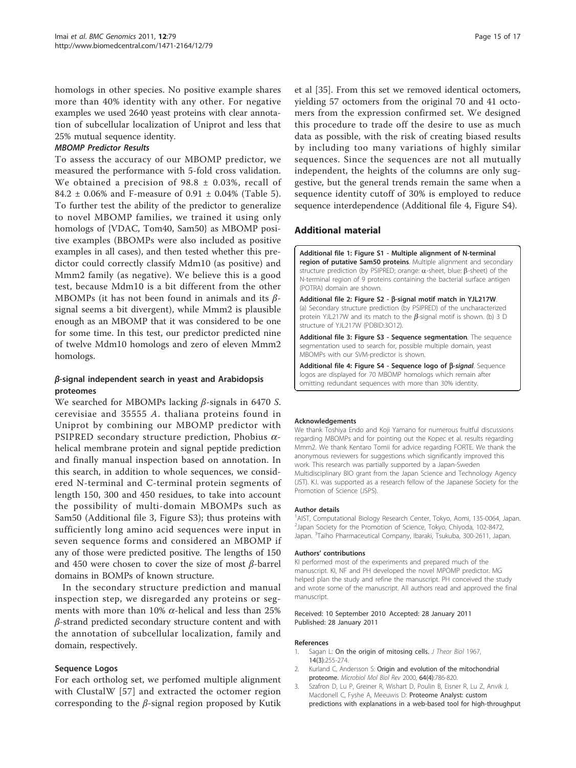homologs in other species. No positive example shares more than 40% identity with any other. For negative examples we used 2640 yeast proteins with clear annotation of subcellular localization of Uniprot and less that 25% mutual sequence identity.

#### *MBOMP Predictor Results*

To assess the accuracy of our MBOMP predictor, we measured the performance with 5-fold cross validation. We obtained a precision of 98.8 ± 0.03%, recall of 84.2 ± 0.06% and F-measure of 0.91 ± 0.04% (Table 5). To further test the ability of the predictor to generalize to novel MBOMP families, we trained it using only homologs of {VDAC, Tom40, Sam50} as MBOMP positive examples (BBOMPs were also included as positive examples in all cases), and then tested whether this predictor could correctly classify Mdm10 (as positive) and Mmm2 family (as negative). We believe this is a good test, because Mdm10 is a bit different from the other MBOMPs (it has not been found in animals and its $\beta$-signal seems a bit divergent), while Mmm2 is plausible enough as an MBOMP that it was considered to be one for some time. In this test, our predictor predicted nine of twelve Mdm10 homologs and zero of eleven Mmm2 homologs.

### $\beta$-signal independent search in yeast and Arabidopsis proteomes

We searched for MBOMPs lacking $\beta$-signals in 6470 *S. cerevisiae* and 35555 *A. thaliana* proteins found in Uniprot by combining our MBOMP predictor with PSIPRED secondary structure prediction, Phobius $\alpha$-helical membrane protein and signal peptide prediction and finally manual inspection based on annotation. In this search, in addition to whole sequences, we considered N-terminal and C-terminal protein segments of length 150, 300 and 450 residues, to take into account the possibility of multi-domain MBOMPs such as Sam50 (Additional file 3, Figure S3); thus proteins with sufficiently long amino acid sequences were input in seven sequence forms and considered an MBOMP if any of those were predicted positive. The lengths of 150 and 450 were chosen to cover the size of most $\beta$-barrel domains in BOMPs of known structure.

In the secondary structure prediction and manual inspection step, we disregarded any proteins or segments with more than 10% $\alpha$-helical and less than 25% $\beta$-strand predicted secondary structure content and with the annotation of subcellular localization, family and domain, respectively.

### Sequence Logos

For each ortholog set, we perfomed multiple alignment with ClustalW [57] and extracted the octomer region corresponding to the $\beta$-signal region proposed by Kutik et al [35]. From this set we removed identical octomers, yielding 57 octomers from the original 70 and 41 octomers from the expression confirmed set. We designed this procedure to trade off the desire to use as much data as possible, with the risk of creating biased results by including too many variations of highly similar sequences. Since the sequences are not all mutually independent, the heights of the columns are only suggestive, but the general trends remain the same when a sequence identity cutoff of 30% is employed to reduce sequence interdependence (Additional file 4, Figure S4).

## Additional material

**Additional file 1: Figure S1 - Multiple alignment of N-terminal region of putative Sam50 proteins**. Multiple alignment and secondary structure prediction (by PSIPRED; orange: $\alpha$-sheet, blue: $\beta$-sheet) of the N-terminal region of 9 proteins containing the bacterial surface antigen (POTRA) domain are shown.

**Additional file 2: Figure S2 - $\beta$-signal motif match in YJL217W**. (a) Secondary structure prediction (by PSIPRED) of the uncharacterized protein YJL217W and its match to the $\beta$-signal motif is shown. (b) 3 D structure of YJL217W (PDBID:3O12).

**Additional file 3: Figure S3 - Sequence segmentation**. The sequence segmentation used to search for, possible multiple domain, yeast MBOMPs with our SVM-predictor is shown.

**Additional file 4: Figure S4 - Sequence logo of $\beta$-*signal***. Sequence logos are displayed for 70 MBOMP homologs which remain after omitting redundant sequences with more than 30% identity.

#### Acknowledgements

We thank Toshiya Endo and Koji Yamano for numerous fruitful discussions regarding MBOMPs and for pointing out the Kopec et al. results regarding Mmm2. We thank Kentaro Tomii for advice regarding FORTE. We thank the anonymous reviewers for suggestions which significantly improved this work. This research was partially supported by a Japan-Sweden Multidisciplinary BIO grant from the Japan Science and Technology Agency (JST). K.I. was supported as a research fellow of the Japanese Society for the Promotion of Science (JSPS).

#### Author details

[1]AIST, Computational Biology Research Center, Tokyo, Aomi, 135-0064, Japan. [2]Japan Society for the Promotion of Science, Tokyo, Chiyoda, 102-8472, Japan. [3]Taiho Pharmaceutical Company, Ibaraki, Tsukuba, 300-2611, Japan.

#### Authors' contributions

KI performed most of the experiments and prepared much of the manuscript. KI, NF and PH developed the novel MPOMP predictor. MG helped plan the study and refine the manuscript. PH conceived the study and wrote some of the manuscript. All authors read and approved the final manuscript.

Received: 10 September 2010 Accepted: 28 January 2011
Published: 28 January 2011

#### References

1. Sagan L: **On the origin of mitosing cells.** *J Theor Biol* 1967, **14(3)**:255-274.
2. Kurland C, Andersson S: **Origin and evolution of the mitochondrial proteome.** *Microbiol Mol Biol Rev* 2000, **64(4)**:786-820.
3. Szafron D, Lu P, Greiner R, Wishart D, Poulin B, Eisner R, Lu Z, Anvik J, Macdonell C, Fyshe A, Meeuwis D: **Proteome Analyst: custom predictions with explanations in a web-based tool for high-throughput**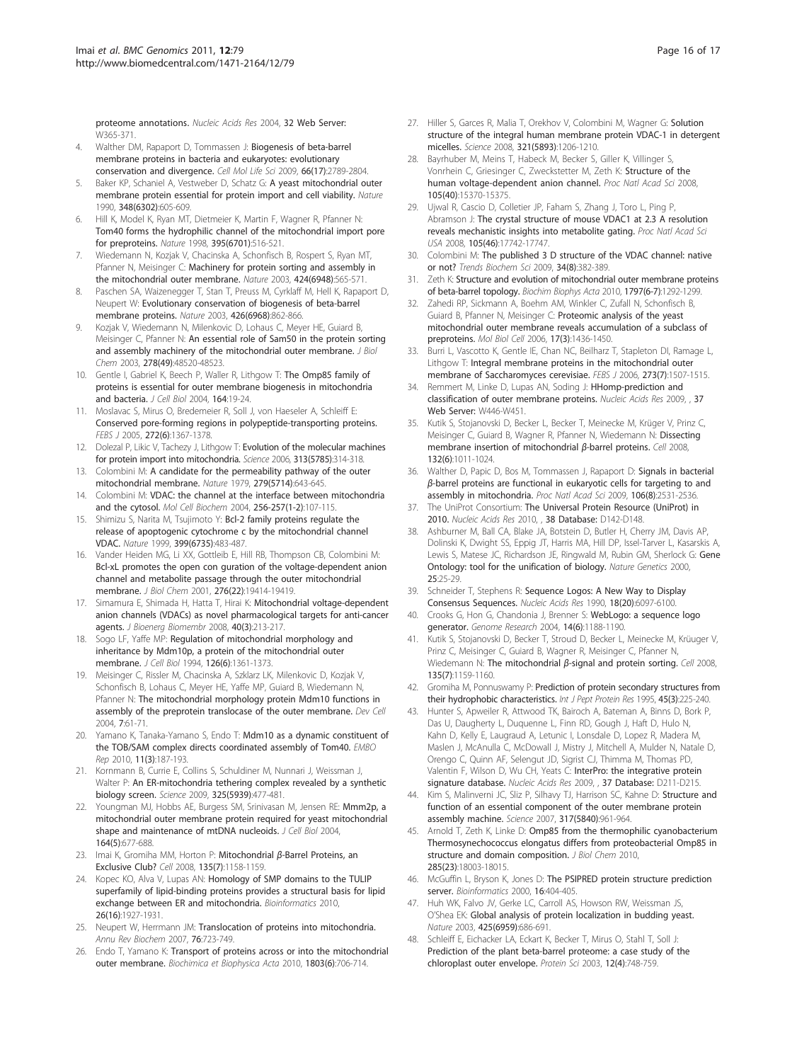proteome annotations. *Nucleic Acids Res* 2004, 32 Web Server: W365-371.

4. Walther DM, Rapaport D, Tommassen J: **Biogenesis of beta-barrel membrane proteins in bacteria and eukaryotes: evolutionary conservation and divergence.** *Cell Mol Life Sci* 2009, 66(17):2789-2804.
5. Baker KP, Schaniel A, Vestweber D, Schatz G: **A yeast mitochondrial outer membrane protein essential for protein import and cell viability.** *Nature* 1990, 348(6302):605-609.
6. Hill K, Model K, Ryan MT, Dietmeier K, Martin F, Wagner R, Pfanner N: **Tom40 forms the hydrophilic channel of the mitochondrial import pore for preproteins.** *Nature* 1998, 395(6701):516-521.
7. Wiedemann N, Kozjak V, Chacinska A, Schonfisch B, Rospert S, Ryan MT, Pfanner N, Meisinger C: **Machinery for protein sorting and assembly in the mitochondrial outer membrane.** *Nature* 2003, 424(6948):565-571.
8. Paschen SA, Waizenegger T, Stan T, Preuss M, Cyrklaff M, Hell K, Rapaport D, Neupert W: **Evolutionary conservation of biogenesis of beta-barrel membrane proteins.** *Nature* 2003, 426(6968):862-866.
9. Kozjak V, Wiedemann N, Milenkovic D, Lohaus C, Meyer HE, Guiard B, Meisinger C, Pfanner N: **An essential role of Sam50 in the protein sorting and assembly machinery of the mitochondrial outer membrane.** *J Biol Chem* 2003, 278(49):48520-48523.
10. Gentle I, Gabriel K, Beech P, Waller R, Lithgow T: **The Omp85 family of proteins is essential for outer membrane biogenesis in mitochondria and bacteria.** *J Cell Biol* 2004, 164:19-24.
11. Moslavac S, Mirus O, Bredemeier R, Soll J, von Haeseler A, Schleiff E: **Conserved pore-forming regions in polypeptide-transporting proteins.** *FEBS J* 2005, 272(6):1367-1378.
12. Dolezal P, Likic V, Tachezy J, Lithgow T: **Evolution of the molecular machines for protein import into mitochondria.** *Science* 2006, 313(5785):314-318.
13. Colombini M: **A candidate for the permeability pathway of the outer mitochondrial membrane.** *Nature* 1979, 279(5714):643-645.
14. Colombini M: **VDAC: the channel at the interface between mitochondria and the cytosol.** *Mol Cell Biochem* 2004, 256-257(1-2):107-115.
15. Shimizu S, Narita M, Tsujimoto Y: **Bcl-2 family proteins regulate the release of apoptogenic cytochrome c by the mitochondrial channel VDAC.** *Nature* 1999, 399(6735):483-487.
16. Vander Heiden MG, Li XX, Gottleib E, Hill RB, Thompson CB, Colombini M: **Bcl-xL promotes the open con guration of the voltage-dependent anion channel and metabolite passage through the outer mitochondrial membrane.** *J Biol Chem* 2001, 276(22):19414-19419.
17. Simamura E, Shimada H, Hatta T, Hirai K: **Mitochondrial voltage-dependent anion channels (VDACs) as novel pharmacological targets for anti-cancer agents.** *J Bioenerg Biomembr* 2008, 40(3):213-217.
18. Sogo LF, Yaffe MP: **Regulation of mitochondrial morphology and inheritance by Mdm10p, a protein of the mitochondrial outer membrane.** *J Cell Biol* 1994, 126(6):1361-1373.
19. Meisinger C, Rissler M, Chacinska A, Szklarz LK, Milenkovic D, Kozjak V, Schonfisch B, Lohaus C, Meyer HE, Yaffe MP, Guiard B, Wiedemann N, Pfanner N: **The mitochondrial morphology protein Mdm10 functions in assembly of the preprotein translocase of the outer membrane.** *Dev Cell* 2004, 7:61-71.
20. Yamano K, Tanaka-Yamano S, Endo T: **Mdm10 as a dynamic constituent of the TOB/SAM complex directs coordinated assembly of Tom40.** *EMBO Rep* 2010, 11(3):187-193.
21. Kornmann B, Currie E, Collins S, Schuldiner M, Nunnari J, Weissman J, Walter P: **An ER-mitochondria tethering complex revealed by a synthetic biology screen.** *Science* 2009, 325(5939):477-481.
22. Youngman MJ, Hobbs AE, Burgess SM, Srinivasan M, Jensen RE: **Mmm2p, a mitochondrial outer membrane protein required for yeast mitochondrial shape and maintenance of mtDNA nucleoids.** *J Cell Biol* 2004, 164(5):677-688.
23. Imai K, Gromiha MM, Horton P: **Mitochondrial β-Barrel Proteins, an Exclusive Club?** *Cell* 2008, 135(7):1158-1159.
24. Kopec KO, Alva V, Lupas AN: **Homology of SMP domains to the TULIP superfamily of lipid-binding proteins provides a structural basis for lipid exchange between ER and mitochondria.** *Bioinformatics* 2010, 26(16):1927-1931.
25. Neupert W, Herrmann JM: **Translocation of proteins into mitochondria.** *Annu Rev Biochem* 2007, 76:723-749.
26. Endo T, Yamano K: **Transport of proteins across or into the mitochondrial outer membrane.** *Biochimica et Biophysica Acta* 2010, 1803(6):706-714.
27. Hiller S, Garces R, Malia T, Orekhov V, Colombini M, Wagner G: **Solution structure of the integral human membrane protein VDAC-1 in detergent micelles.** *Science* 2008, 321(5893):1206-1210.
28. Bayrhuber M, Meins T, Habeck M, Becker S, Giller K, Villinger S, Vonrhein C, Griesinger C, Zweckstetter M, Zeth K: **Structure of the human voltage-dependent anion channel.** *Proc Natl Acad Sci* 2008, 105(40):15370-15375.
29. Ujwal R, Cascio D, Colletier JP, Faham S, Zhang J, Toro L, Ping P, Abramson J: **The crystal structure of mouse VDAC1 at 2.3 A resolution reveals mechanistic insights into metabolite gating.** *Proc Natl Acad Sci USA* 2008, 105(46):17742-17747.
30. Colombini M: **The published 3 D structure of the VDAC channel: native or not?** *Trends Biochem Sci* 2009, 34(8):382-389.
31. Zeth K: **Structure and evolution of mitochondrial outer membrane proteins of beta-barrel topology.** *Biochim Biophys Acta* 2010, 1797(6-7):1292-1299.
32. Zahedi RP, Sickmann A, Boehm AM, Winkler C, Zufall N, Schonfisch B, Guiard B, Pfanner N, Meisinger C: **Proteomic analysis of the yeast mitochondrial outer membrane reveals accumulation of a subclass of preproteins.** *Mol Biol Cell* 2006, 17(3):1436-1450.
33. Burri L, Vascotto K, Gentle IE, Chan NC, Beilharz T, Stapleton DI, Ramage L, Lithgow T: **Integral membrane proteins in the mitochondrial outer membrane of Saccharomyces cerevisiae.** *FEBS J* 2006, 273(7):1507-1515.
34. Remmert M, Linke D, Lupas AN, Soding J: **HHomp-prediction and classification of outer membrane proteins.** *Nucleic Acids Res* 2009, , 37 Web Server: W446-W451.
35. Kutik S, Stojanovski D, Becker L, Becker T, Meinecke M, Krüger V, Prinz C, Meisinger C, Guiard B, Wagner R, Pfanner N, Wiedemann N: **Dissecting membrane insertion of mitochondrial β-barrel proteins.** *Cell* 2008, 132(6):1011-1024.
36. Walther D, Papic D, Bos M, Tommassen J, Rapaport D: **Signals in bacterial β-barrel proteins are functional in eukaryotic cells for targeting to and assembly in mitochondria.** *Proc Natl Acad Sci* 2009, 106(8):2531-2536.
37. The UniProt Consortium: **The Universal Protein Resource (UniProt) in 2010.** *Nucleic Acids Res* 2010, , 38 Database: D142-D148.
38. Ashburner M, Ball CA, Blake JA, Botstein D, Butler H, Cherry JM, Davis AP, Dolinski K, Dwight SS, Eppig JT, Harris MA, Hill DP, Issel-Tarver L, Kasarskis A, Lewis S, Matese JC, Richardson JE, Ringwald M, Rubin GM, Sherlock G: **Gene Ontology: tool for the unification of biology.** *Nature Genetics* 2000, 25:25-29.
39. Schneider T, Stephens R: **Sequence Logos: A New Way to Display Consensus Sequences.** *Nucleic Acids Res* 1990, 18(20):6097-6100.
40. Crooks G, Hon G, Chandonia J, Brenner S: **WebLogo: a sequence logo generator.** *Genome Research* 2004, 14(6):1188-1190.
41. Kutik S, Stojanovski D, Becker T, Stroud D, Becker L, Meinecke M, Krüger V, Prinz C, Meisinger C, Guiard B, Wagner R, Meisinger C, Pfanner N, Wiedemann N: **The mitochondrial β-signal and protein sorting.** *Cell* 2008, 135(7):1159-1160.
42. Gromiha M, Ponnuswamy P: **Prediction of protein secondary structures from their hydrophobic characteristics.** *Int J Pept Protein Res* 1995, 45(3):225-240.
43. Hunter S, Apweiler R, Attwood TK, Bairoch A, Bateman A, Binns D, Bork P, Das U, Daugherty L, Duquenne L, Finn RD, Gough J, Haft D, Hulo N, Kahn D, Kelly E, Laugraud A, Letunic I, Lonsdale D, Lopez R, Madera M, Maslen J, McAnulla C, McDowall J, Mistry J, Mitchell A, Mulder N, Natale D, Orengo C, Quinn AF, Selengut JD, Sigrist CJ, Thimma M, Thomas PD, Valentin F, Wilson D, Wu CH, Yeats C: **InterPro: the integrative protein signature database.** *Nucleic Acids Res* 2009, , 37 Database: D211-D215.
44. Kim S, Malinverni JC, Sliz P, Silhavy TJ, Harrison SC, Kahne D: **Structure and function of an essential component of the outer membrane protein assembly machine.** *Science* 2007, 317(5840):961-964.
45. Arnold T, Zeth K, Linke D: **Omp85 from the thermophilic cyanobacterium Thermosynechococcus elongatus differs from proteobacterial Omp85 in structure and domain composition.** *J Biol Chem* 2010, 285(23):18003-18015.
46. McGuffin L, Bryson K, Jones D: **The PSIPRED protein structure prediction server.** *Bioinformatics* 2000, 16:404-405.
47. Huh WK, Falvo JV, Gerke LC, Carroll AS, Howson RW, Weissman JS, O'Shea EK: **Global analysis of protein localization in budding yeast.** *Nature* 2003, 425(6959):686-691.
48. Schleiff E, Eichacker LA, Eckart K, Becker T, Mirus O, Stahl T, Soll J: **Prediction of the plant beta-barrel proteome: a case study of the chloroplast outer envelope.** *Protein Sci* 2003, 12(4):748-759.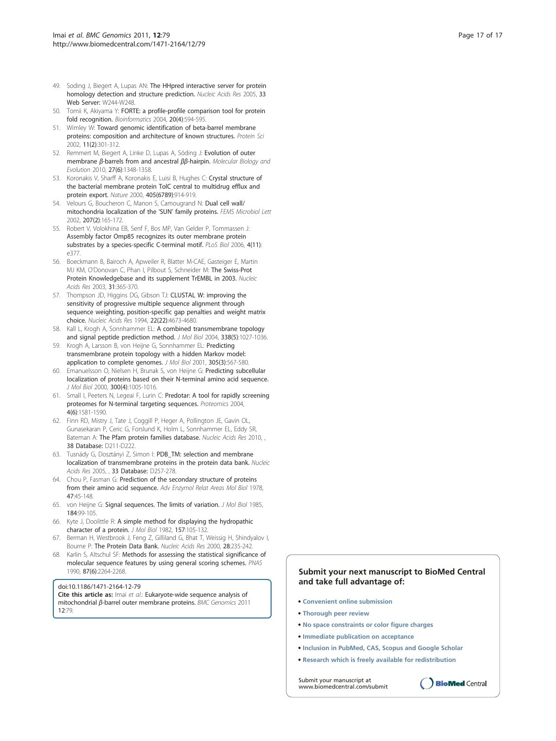49. Soding J, Biegert A, Lupas AN: **The HHpred interactive server for protein homology detection and structure prediction.** *Nucleic Acids Res* 2005, **33** Web Server: W244-W248.
50. Tomii K, Akiyama Y: **FORTE: a profile-profile comparison tool for protein fold recognition.** *Bioinformatics* 2004, **20(4)**:594-595.
51. Wimley W: **Toward genomic identification of beta-barrel membrane proteins: composition and architecture of known structures.** *Protein Sci* 2002, **11(2)**:301-312.
52. Remmert M, Biegert A, Linke D, Lupas A, Söding J: **Evolution of outer membrane β-barrels from and ancestral ββ-hairpin.** *Molecular Biology and Evolution* 2010, **27(6)**:1348-1358.
53. Koronakis V, Sharff A, Koronakis E, Luisi B, Hughes C: **Crystal structure of the bacterial membrane protein TolC central to multidrug efflux and protein export.** *Nature* 2000, **405(6789)**:914-919.
54. Velours G, Boucheron C, Manon S, Camougrand N: **Dual cell wall/mitochondria localization of the 'SUN' family proteins.** *FEMS Microbiol Lett* 2002, **207(2)**:165-172.
55. Robert V, Volokhina EB, Senf F, Bos MP, Van Gelder P, Tommassen J: **Assembly factor Omp85 recognizes its outer membrane protein substrates by a species-specific C-terminal motif.** *PLoS Biol* 2006, **4(11)**: e377.
56. Boeckmann B, Bairoch A, Apweiler R, Blatter M-CAE, Gasteiger E, Martin MJ KM, O'Donovan C, Phan I, Pilbout S, Schneider M: **The Swiss-Prot Protein Knowledgebase and its supplement TrEMBL in 2003.** *Nucleic Acids Res* 2003, **31**:365-370.
57. Thompson JD, Higgins DG, Gibson TJ: **CLUSTAL W: improving the sensitivity of progressive multiple sequence alignment through sequence weighting, position-specific gap penalties and weight matrix choice.** *Nucleic Acids Res* 1994, **22(22)**:4673-4680.
58. Kall L, Krogh A, Sonnhammer EL: **A combined transmembrane topology and signal peptide prediction method.** *J Mol Biol* 2004, **338(5)**:1027-1036.
59. Krogh A, Larsson B, von Heijne G, Sonnhammer EL: **Predicting transmembrane protein topology with a hidden Markov model: application to complete genomes.** *J Mol Biol* 2001, **305(3)**:567-580.
60. Emanuelsson O, Nielsen H, Brunak S, von Heijne G: **Predicting subcellular localization of proteins based on their N-terminal amino acid sequence.** *J Mol Biol* 2000, **300(4)**:1005-1016.
61. Small I, Peeters N, Legeai F, Lurin C: **Predotar: A tool for rapidly screening proteomes for N-terminal targeting sequences.** *Proteomics* 2004, **4(6)**:1581-1590.
62. Finn RD, Mistry J, Tate J, Coggill P, Heger A, Pollington JE, Gavin OL, Gunasekaran P, Ceric G, Forslund K, Holm L, Sonnhammer EL, Eddy SR, Bateman A: **The Pfam protein families database.** *Nucleic Acids Res* 2010, , **38** Database: D211-D222.
63. Tusnády G, Dosztányi Z, Simon I: **PDB_TM: selection and membrane localization of transmembrane proteins in the protein data bank.** *Nucleic Acids Res* 2005, , **33** Database: D257-278.
64. Chou P, Fasman G: **Prediction of the secondary structure of proteins from their amino acid sequence.** *Adv Enzymol Relat Areas Mol Biol* 1978, **47**:45-148.
65. von Heijne G: **Signal sequences. The limits of variation.** *J Mol Biol* 1985, **184**:99-105.
66. Kyte J, Doolittle R: **A simple method for displaying the hydropathic character of a protein.** *J Mol Biol* 1982, **157**:105-132.
67. Berman H, Westbrook J, Feng Z, Gilliland G, Bhat T, Weissig H, Shindyalov I, Bourne P: **The Protein Data Bank.** *Nucleic Acids Res* 2000, **28**:235-242.
68. Karlin S, Altschul SF: **Methods for assessing the statistical significance of molecular sequence features by using general scoring schemes.** *PNAS* 1990, **87(6)**:2264-2268.

doi:10.1186/1471-2164-12-79

**Cite this article as:** Imai *et al.*: Eukaryote-wide sequence analysis of mitochondrial β-barrel outer membrane proteins. *BMC Genomics* 2011 **12**:79.

**Submit your next manuscript to BioMed Central and take full advantage of:**

- **Convenient online submission**
- **Thorough peer review**
- **No space constraints or color figure charges**
- **Immediate publication on acceptance**
- **Inclusion in PubMed, CAS, Scopus and Google Scholar**
- **Research which is freely available for redistribution**

Submit your manuscript at www.biomedcentral.com/submit